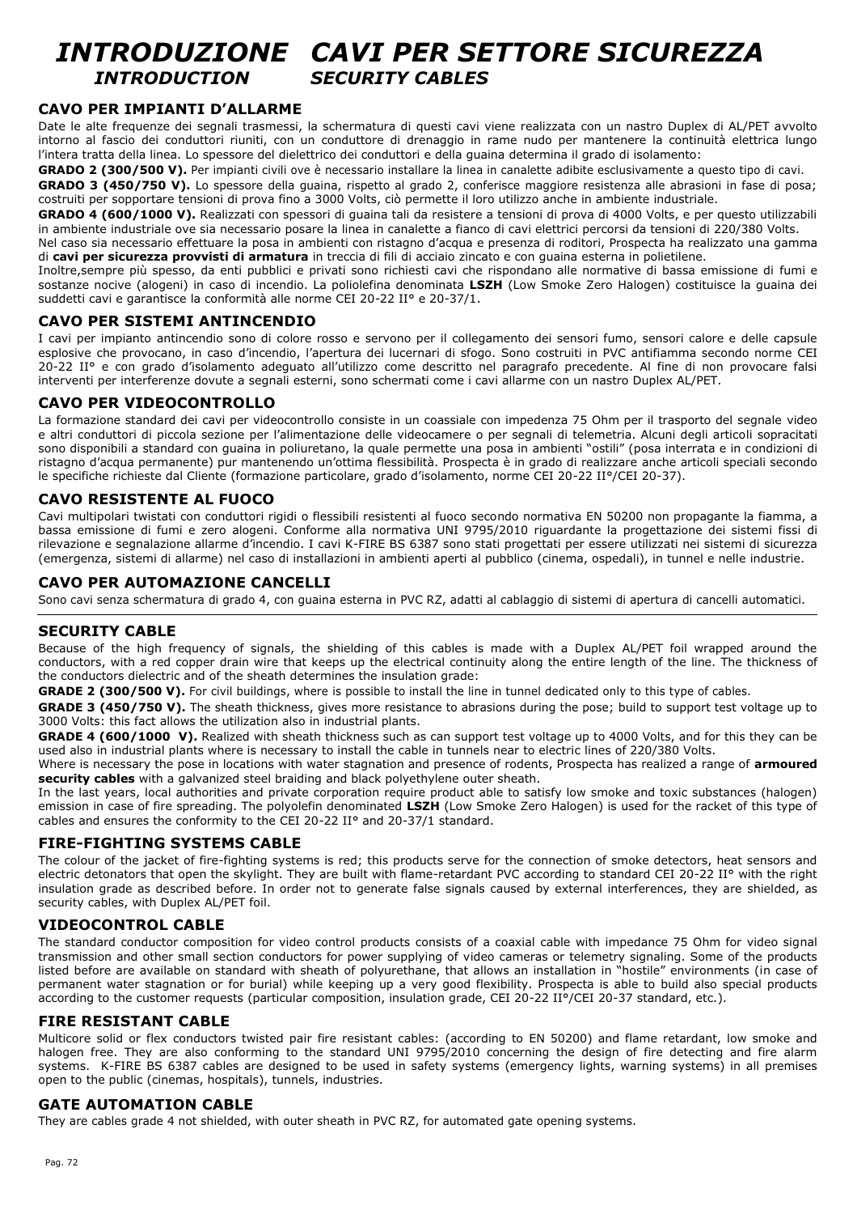# INTRODUZIONE CAVI PER SETTORE SICUREZZA
## INTRODUCTION SECURITY CABLES

### CAVO PER IMPIANTI D'ALLARME

Date le alte frequenze dei segnali trasmessi, la schermatura di questi cavi viene realizzata con un nastro Duplex di AL/PET avvolto intorno al fascio dei conduttori riuniti, con un conduttore di drenaggio in rame nudo per mantenere la continuità elettrica lungo l'intera tratta della linea. Lo spessore del dielettrico dei conduttori e della guaina determina il grado di isolamento:

**GRADO 2 (300/500 V).** Per impianti civili ove è necessario installare la linea in canalette adibite esclusivamente a questo tipo di cavi.

**GRADO 3 (450/750 V).** Lo spessore della guaina, rispetto al grado 2, conferisce maggiore resistenza alle abrasioni in fase di posa; costruiti per sopportare tensioni di prova fino a 3000 Volts, ciò permette il loro utilizzo anche in ambiente industriale.

**GRADO 4 (600/1000 V).** Realizzati con spessori di guaina tali da resistere a tensioni di prova di 4000 Volts, e per questo utilizzabili in ambiente industriale ove sia necessario posare la linea in canalette a fianco di cavi elettrici percorsi da tensioni di 220/380 Volts.

Nel caso sia necessario effettuare la posa in ambienti con ristagno d'acqua e presenza di roditori, Prospecta ha realizzato una gamma di **cavi per sicurezza provvisti di armatura** in treccia di fili di acciaio zincato e con guaina esterna in polietilene.

Inoltre,sempre più spesso, da enti pubblici e privati sono richiesti cavi che rispondano alle normative di bassa emissione di fumi e sostanze nocive (alogeni) in caso di incendio. La poliolefina denominata **LSZH** (Low Smoke Zero Halogen) costituisce la guaina dei suddetti cavi e garantisce la conformità alle norme CEI 20-22 II° e 20-37/1.

### CAVO PER SISTEMI ANTINCENDIO

I cavi per impianto antincendio sono di colore rosso e servono per il collegamento dei sensori fumo, sensori calore e delle capsule esplosive che provocano, in caso d'incendio, l'apertura dei lucernari di sfogo. Sono costruiti in PVC antifiamma secondo norme CEI 20-22 II° e con grado d'isolamento adeguato all'utilizzo come descritto nel paragrafo precedente. Al fine di non provocare falsi interventi per interferenze dovute a segnali esterni, sono schermati come i cavi allarme con un nastro Duplex AL/PET.

### CAVO PER VIDEOCONTROLLO

La formazione standard dei cavi per videocontrollo consiste in un coassiale con impedenza 75 Ohm per il trasporto del segnale video e altri conduttori di piccola sezione per l'alimentazione delle videocamere o per segnali di telemetria. Alcuni degli articoli sopracitati sono disponibili a standard con guaina in poliuretano, la quale permette una posa in ambienti "ostili" (posa interrata e in condizioni di ristagno d'acqua permanente) pur mantenendo un'ottima flessibilità. Prospecta è in grado di realizzare anche articoli speciali secondo le specifiche richieste dal Cliente (formazione particolare, grado d'isolamento, norme CEI 20-22 II°/CEI 20-37).

### CAVO RESISTENTE AL FUOCO

Cavi multipolari twistati con conduttori rigidi o flessibili resistenti al fuoco secondo normativa EN 50200 non propagante la fiamma, a bassa emissione di fumi e zero alogeni. Conforme alla normativa UNI 9795/2010 riguardante la progettazione dei sistemi fissi di rilevazione e segnalazione allarme d'incendio. I cavi K-FIRE BS 6387 sono stati progettati per essere utilizzati nei sistemi di sicurezza (emergenza, sistemi di allarme) nel caso di installazioni in ambienti aperti al pubblico (cinema, ospedali), in tunnel e nelle industrie.

### CAVO PER AUTOMAZIONE CANCELLI

Sono cavi senza schermatura di grado 4, con guaina esterna in PVC RZ, adatti al cablaggio di sistemi di apertura di cancelli automatici.

---

### SECURITY CABLE

Because of the high frequency of signals, the shielding of this cables is made with a Duplex AL/PET foil wrapped around the conductors, with a red copper drain wire that keeps up the electrical continuity along the entire length of the line. The thickness of the conductors dielectric and of the sheath determines the insulation grade:

**GRADE 2 (300/500 V).** For civil buildings, where is possible to install the line in tunnel dedicated only to this type of cables.

**GRADE 3 (450/750 V).** The sheath thickness, gives more resistance to abrasions during the pose; build to support test voltage up to 3000 Volts: this fact allows the utilization also in industrial plants.

**GRADE 4 (600/1000 V).** Realized with sheath thickness such as can support test voltage up to 4000 Volts, and for this they can be used also in industrial plants where is necessary to install the cable in tunnels near to electric lines of 220/380 Volts.

Where is necessary the pose in locations with water stagnation and presence of rodents, Prospecta has realized a range of **armoured security cables** with a galvanized steel braiding and black polyethylene outer sheath.

In the last years, local authorities and private corporation require product able to satisfy low smoke and toxic substances (halogen) emission in case of fire spreading. The polyolefin denominated **LSZH** (Low Smoke Zero Halogen) is used for the racket of this type of cables and ensures the conformity to the CEI 20-22 II° and 20-37/1 standard.

### FIRE-FIGHTING SYSTEMS CABLE

The colour of the jacket of fire-fighting systems is red; this products serve for the connection of smoke detectors, heat sensors and electric detonators that open the skylight. They are built with flame-retardant PVC according to standard CEI 20-22 II° with the right insulation grade as described before. In order not to generate false signals caused by external interferences, they are shielded, as security cables, with Duplex AL/PET foil.

### VIDEOCONTROL CABLE

The standard conductor composition for video control products consists of a coaxial cable with impedance 75 Ohm for video signal transmission and other small section conductors for power supplying of video cameras or telemetry signaling. Some of the products listed before are available on standard with sheath of polyurethane, that allows an installation in "hostile" environments (in case of permanent water stagnation or for burial) while keeping up a very good flexibility. Prospecta is able to build also special products according to the customer requests (particular composition, insulation grade, CEI 20-22 II°/CEI 20-37 standard, etc.).

### FIRE RESISTANT CABLE

Multicore solid or flex conductors twisted pair fire resistant cables: (according to EN 50200) and flame retardant, low smoke and halogen free. They are also conforming to the standard UNI 9795/2010 concerning the design of fire detecting and fire alarm systems. K-FIRE BS 6387 cables are designed to be used in safety systems (emergency lights, warning systems) in all premises open to the public (cinemas, hospitals), tunnels, industries.

### GATE AUTOMATION CABLE

They are cables grade 4 not shielded, with outer sheath in PVC RZ, for automated gate opening systems.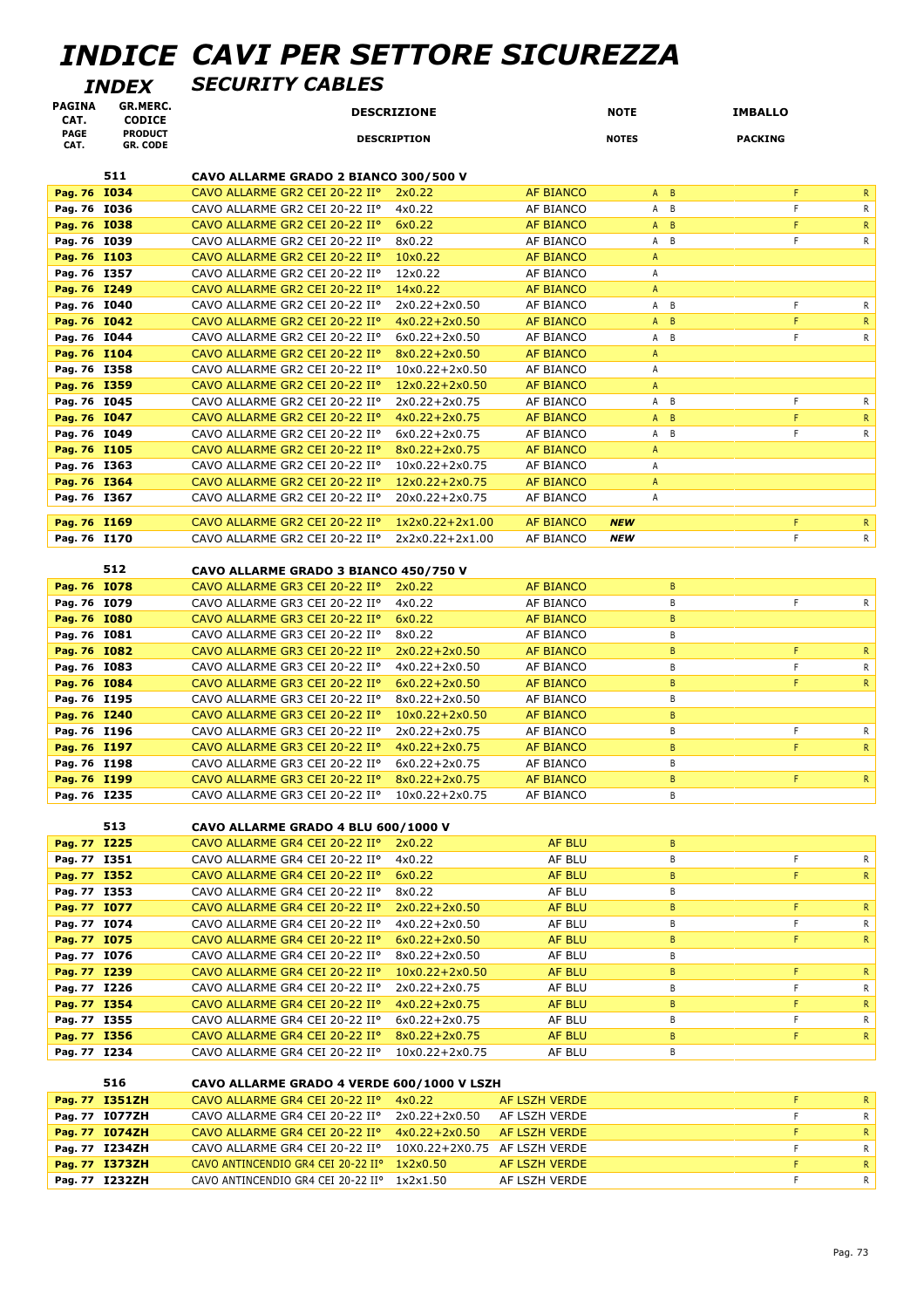# INDICE CAVI PER SETTORE SICUREZZA

## INDEX SECURITY CABLES

| PAGINA CAT. / PAGE CAT. | GR.MERC. CODICE / PRODUCT GR. CODE | DESCRIZIONE / DESCRIPTION | | | NOTE / NOTES | | IMBALLO / PACKING | |
|---|---|---|---|---|---|---|---|---|
| | **511** | **CAVO ALLARME GRADO 2 BIANCO 300/500 V** | | | | | | |
| Pag. 76 | I034 | CAVO ALLARME GR2 CEI 20-22 II° | 2x0.22 | AF BIANCO | A | B | F | R |
| Pag. 76 | I036 | CAVO ALLARME GR2 CEI 20-22 II° | 4x0.22 | AF BIANCO | A | B | F | R |
| Pag. 76 | I038 | CAVO ALLARME GR2 CEI 20-22 II° | 6x0.22 | AF BIANCO | A | B | F | R |
| Pag. 76 | I039 | CAVO ALLARME GR2 CEI 20-22 II° | 8x0.22 | AF BIANCO | A | B | F | R |
| Pag. 76 | I103 | CAVO ALLARME GR2 CEI 20-22 II° | 10x0.22 | AF BIANCO | A | | | |
| Pag. 76 | I357 | CAVO ALLARME GR2 CEI 20-22 II° | 12x0.22 | AF BIANCO | A | | | |
| Pag. 76 | I249 | CAVO ALLARME GR2 CEI 20-22 II° | 14x0.22 | AF BIANCO | A | | | |
| Pag. 76 | I040 | CAVO ALLARME GR2 CEI 20-22 II° | 2x0.22+2x0.50 | AF BIANCO | A | B | F | R |
| Pag. 76 | I042 | CAVO ALLARME GR2 CEI 20-22 II° | 4x0.22+2x0.50 | AF BIANCO | A | B | F | R |
| Pag. 76 | I044 | CAVO ALLARME GR2 CEI 20-22 II° | 6x0.22+2x0.50 | AF BIANCO | A | B | F | R |
| Pag. 76 | I104 | CAVO ALLARME GR2 CEI 20-22 II° | 8x0.22+2x0.50 | AF BIANCO | A | | | |
| Pag. 76 | I358 | CAVO ALLARME GR2 CEI 20-22 II° | 10x0.22+2x0.50 | AF BIANCO | A | | | |
| Pag. 76 | I359 | CAVO ALLARME GR2 CEI 20-22 II° | 12x0.22+2x0.50 | AF BIANCO | A | | | |
| Pag. 76 | I045 | CAVO ALLARME GR2 CEI 20-22 II° | 2x0.22+2x0.75 | AF BIANCO | A | B | F | R |
| Pag. 76 | I047 | CAVO ALLARME GR2 CEI 20-22 II° | 4x0.22+2x0.75 | AF BIANCO | A | B | F | R |
| Pag. 76 | I049 | CAVO ALLARME GR2 CEI 20-22 II° | 6x0.22+2x0.75 | AF BIANCO | A | B | F | R |
| Pag. 76 | I105 | CAVO ALLARME GR2 CEI 20-22 II° | 8x0.22+2x0.75 | AF BIANCO | A | | | |
| Pag. 76 | I363 | CAVO ALLARME GR2 CEI 20-22 II° | 10x0.22+2x0.75 | AF BIANCO | A | | | |
| Pag. 76 | I364 | CAVO ALLARME GR2 CEI 20-22 II° | 12x0.22+2x0.75 | AF BIANCO | A | | | |
| Pag. 76 | I367 | CAVO ALLARME GR2 CEI 20-22 II° | 20x0.22+2x0.75 | AF BIANCO | A | | | |
| Pag. 76 | I169 | CAVO ALLARME GR2 CEI 20-22 II° | 1x2x0.22+2x1.00 | AF BIANCO | ***NEW*** | | F | R |
| Pag. 76 | I170 | CAVO ALLARME GR2 CEI 20-22 II° | 2x2x0.22+2x1.00 | AF BIANCO | ***NEW*** | | F | R |
| | **512** | **CAVO ALLARME GRADO 3 BIANCO 450/750 V** | | | | | | |
| Pag. 76 | I078 | CAVO ALLARME GR3 CEI 20-22 II° | 2x0.22 | AF BIANCO | | B | | |
| Pag. 76 | I079 | CAVO ALLARME GR3 CEI 20-22 II° | 4x0.22 | AF BIANCO | | B | F | R |
| Pag. 76 | I080 | CAVO ALLARME GR3 CEI 20-22 II° | 6x0.22 | AF BIANCO | | B | | |
| Pag. 76 | I081 | CAVO ALLARME GR3 CEI 20-22 II° | 8x0.22 | AF BIANCO | | B | | |
| Pag. 76 | I082 | CAVO ALLARME GR3 CEI 20-22 II° | 2x0.22+2x0.50 | AF BIANCO | | B | F | R |
| Pag. 76 | I083 | CAVO ALLARME GR3 CEI 20-22 II° | 4x0.22+2x0.50 | AF BIANCO | | B | F | R |
| Pag. 76 | I084 | CAVO ALLARME GR3 CEI 20-22 II° | 6x0.22+2x0.50 | AF BIANCO | | B | F | R |
| Pag. 76 | I195 | CAVO ALLARME GR3 CEI 20-22 II° | 8x0.22+2x0.50 | AF BIANCO | | B | | |
| Pag. 76 | I240 | CAVO ALLARME GR3 CEI 20-22 II° | 10x0.22+2x0.50 | AF BIANCO | | B | | |
| Pag. 76 | I196 | CAVO ALLARME GR3 CEI 20-22 II° | 2x0.22+2x0.75 | AF BIANCO | | B | F | R |
| Pag. 76 | I197 | CAVO ALLARME GR3 CEI 20-22 II° | 4x0.22+2x0.75 | AF BIANCO | | B | F | R |
| Pag. 76 | I198 | CAVO ALLARME GR3 CEI 20-22 II° | 6x0.22+2x0.75 | AF BIANCO | | B | | |
| Pag. 76 | I199 | CAVO ALLARME GR3 CEI 20-22 II° | 8x0.22+2x0.75 | AF BIANCO | | B | F | R |
| Pag. 76 | I235 | CAVO ALLARME GR3 CEI 20-22 II° | 10x0.22+2x0.75 | AF BIANCO | | B | | |
| | **513** | **CAVO ALLARME GRADO 4 BLU 600/1000 V** | | | | | | |
| Pag. 77 | I225 | CAVO ALLARME GR4 CEI 20-22 II° | 2x0.22 | AF BLU | | B | | |
| Pag. 77 | I351 | CAVO ALLARME GR4 CEI 20-22 II° | 4x0.22 | AF BLU | | B | F | R |
| Pag. 77 | I352 | CAVO ALLARME GR4 CEI 20-22 II° | 6x0.22 | AF BLU | | B | F | R |
| Pag. 77 | I353 | CAVO ALLARME GR4 CEI 20-22 II° | 8x0.22 | AF BLU | | B | | |
| Pag. 77 | I077 | CAVO ALLARME GR4 CEI 20-22 II° | 2x0.22+2x0.50 | AF BLU | | B | F | R |
| Pag. 77 | I074 | CAVO ALLARME GR4 CEI 20-22 II° | 4x0.22+2x0.50 | AF BLU | | B | F | R |
| Pag. 77 | I075 | CAVO ALLARME GR4 CEI 20-22 II° | 6x0.22+2x0.50 | AF BLU | | B | F | R |
| Pag. 77 | I076 | CAVO ALLARME GR4 CEI 20-22 II° | 8x0.22+2x0.50 | AF BLU | | B | | |
| Pag. 77 | I239 | CAVO ALLARME GR4 CEI 20-22 II° | 10x0.22+2x0.50 | AF BLU | | B | F | R |
| Pag. 77 | I226 | CAVO ALLARME GR4 CEI 20-22 II° | 2x0.22+2x0.75 | AF BLU | | B | F | R |
| Pag. 77 | I354 | CAVO ALLARME GR4 CEI 20-22 II° | 4x0.22+2x0.75 | AF BLU | | B | F | R |
| Pag. 77 | I355 | CAVO ALLARME GR4 CEI 20-22 II° | 6x0.22+2x0.75 | AF BLU | | B | F | R |
| Pag. 77 | I356 | CAVO ALLARME GR4 CEI 20-22 II° | 8x0.22+2x0.75 | AF BLU | | B | F | R |
| Pag. 77 | I234 | CAVO ALLARME GR4 CEI 20-22 II° | 10x0.22+2x0.75 | AF BLU | | B | | |
| | **516** | **CAVO ALLARME GRADO 4 VERDE 600/1000 V LSZH** | | | | | | |
| Pag. 77 | I351ZH | CAVO ALLARME GR4 CEI 20-22 II° | 4x0.22 | AF LSZH VERDE | | | F | R |
| Pag. 77 | I077ZH | CAVO ALLARME GR4 CEI 20-22 II° | 2x0.22+2x0.50 | AF LSZH VERDE | | | F | R |
| Pag. 77 | I074ZH | CAVO ALLARME GR4 CEI 20-22 II° | 4x0.22+2x0.50 | AF LSZH VERDE | | | F | R |
| Pag. 77 | I234ZH | CAVO ALLARME GR4 CEI 20-22 II° | 10X0.22+2X0.75 | AF LSZH VERDE | | | F | R |
| Pag. 77 | I373ZH | CAVO ANTINCENDIO GR4 CEI 20-22 II° | 1x2x0.50 | AF LSZH VERDE | | | F | R |
| Pag. 77 | I232ZH | CAVO ANTINCENDIO GR4 CEI 20-22 II° | 1x2x1.50 | AF LSZH VERDE | | | F | R |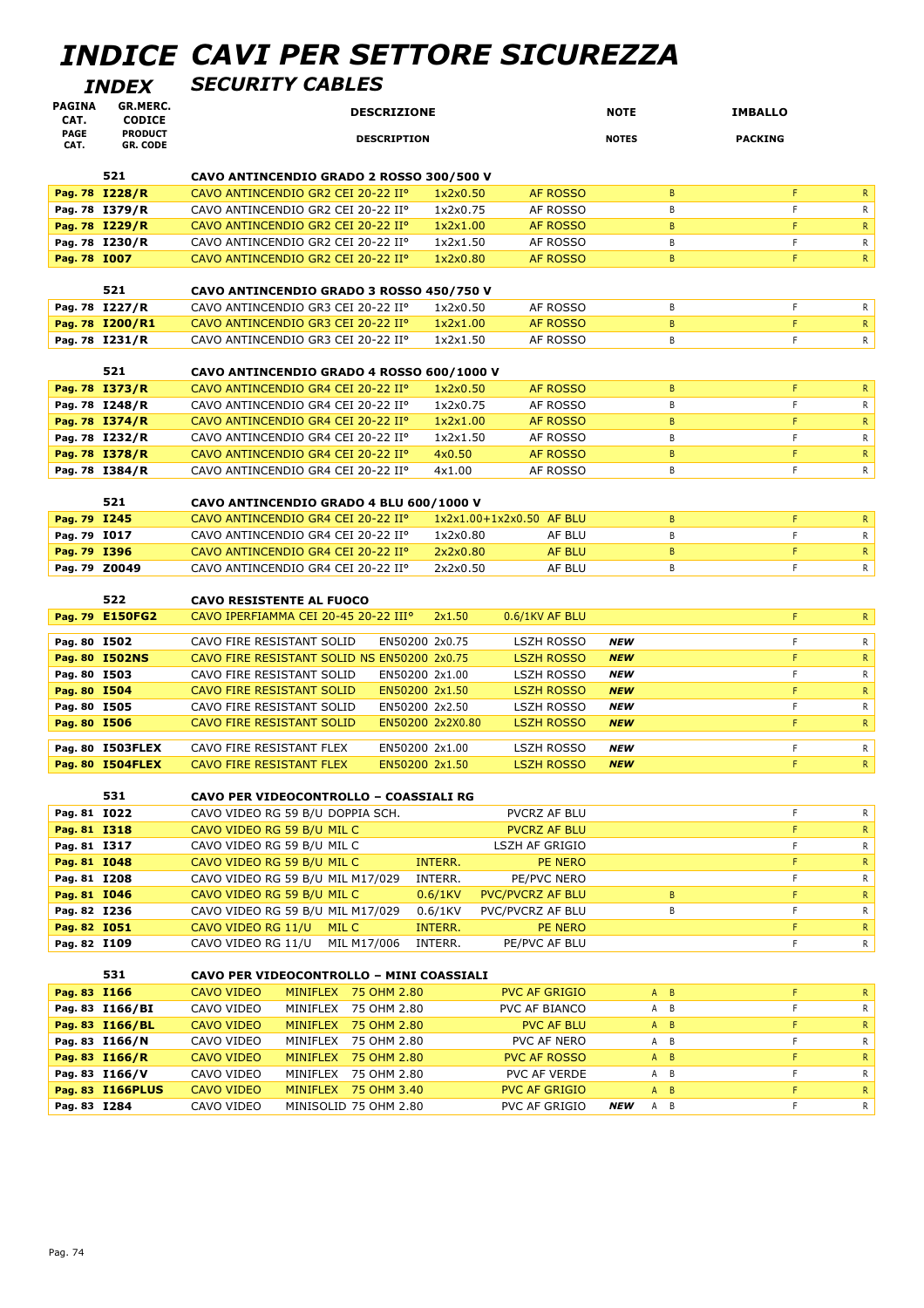# INDICE CAVI PER SETTORE SICUREZZA

## INDEX SECURITY CABLES

| PAGINA CAT. / PAGE CAT. | GR.MERC. CODICE / PRODUCT GR. CODE | DESCRIZIONE / DESCRIPTION | | | NOTE / NOTES | | IMBALLO / PACKING | |
|---|---|---|---|---|---|---|---|---|
| | **521** | **CAVO ANTINCENDIO GRADO 2 ROSSO 300/500 V** | | | | | | |
| Pag. 78 | **I228/R** | CAVO ANTINCENDIO GR2 CEI 20-22 II° | 1x2x0.50 | AF ROSSO | | B | F | R |
| Pag. 78 | **I379/R** | CAVO ANTINCENDIO GR2 CEI 20-22 II° | 1x2x0.75 | AF ROSSO | | B | F | R |
| Pag. 78 | **I229/R** | CAVO ANTINCENDIO GR2 CEI 20-22 II° | 1x2x1.00 | AF ROSSO | | B | F | R |
| Pag. 78 | **I230/R** | CAVO ANTINCENDIO GR2 CEI 20-22 II° | 1x2x1.50 | AF ROSSO | | B | F | R |
| Pag. 78 | **I007** | CAVO ANTINCENDIO GR2 CEI 20-22 II° | 1x2x0.80 | AF ROSSO | | B | F | R |
| | **521** | **CAVO ANTINCENDIO GRADO 3 ROSSO 450/750 V** | | | | | | |
| Pag. 78 | **I227/R** | CAVO ANTINCENDIO GR3 CEI 20-22 II° | 1x2x0.50 | AF ROSSO | | B | F | R |
| Pag. 78 | **I200/R1** | CAVO ANTINCENDIO GR3 CEI 20-22 II° | 1x2x1.00 | AF ROSSO | | B | F | R |
| Pag. 78 | **I231/R** | CAVO ANTINCENDIO GR3 CEI 20-22 II° | 1x2x1.50 | AF ROSSO | | B | F | R |
| | **521** | **CAVO ANTINCENDIO GRADO 4 ROSSO 600/1000 V** | | | | | | |
| Pag. 78 | **I373/R** | CAVO ANTINCENDIO GR4 CEI 20-22 II° | 1x2x0.50 | AF ROSSO | | B | F | R |
| Pag. 78 | **I248/R** | CAVO ANTINCENDIO GR4 CEI 20-22 II° | 1x2x0.75 | AF ROSSO | | B | F | R |
| Pag. 78 | **I374/R** | CAVO ANTINCENDIO GR4 CEI 20-22 II° | 1x2x1.00 | AF ROSSO | | B | F | R |
| Pag. 78 | **I232/R** | CAVO ANTINCENDIO GR4 CEI 20-22 II° | 1x2x1.50 | AF ROSSO | | B | F | R |
| Pag. 78 | **I378/R** | CAVO ANTINCENDIO GR4 CEI 20-22 II° | 4x0.50 | AF ROSSO | | B | F | R |
| Pag. 78 | **I384/R** | CAVO ANTINCENDIO GR4 CEI 20-22 II° | 4x1.00 | AF ROSSO | | B | F | R |
| | **521** | **CAVO ANTINCENDIO GRADO 4 BLU 600/1000 V** | | | | | | |
| Pag. 79 | **I245** | CAVO ANTINCENDIO GR4 CEI 20-22 II° | 1x2x1.00+1x2x0.50 | AF BLU | | B | F | R |
| Pag. 79 | **I017** | CAVO ANTINCENDIO GR4 CEI 20-22 II° | 1x2x0.80 | AF BLU | | B | F | R |
| Pag. 79 | **I396** | CAVO ANTINCENDIO GR4 CEI 20-22 II° | 2x2x0.80 | AF BLU | | B | F | R |
| Pag. 79 | **Z0049** | CAVO ANTINCENDIO GR4 CEI 20-22 II° | 2x2x0.50 | AF BLU | | B | F | R |
| | **522** | **CAVO RESISTENTE AL FUOCO** | | | | | | |
| Pag. 79 | **E150FG2** | CAVO IPERFIAMMA CEI 20-45 20-22 III° | 2x1.50 | 0.6/1KV AF BLU | | | F | R |
| Pag. 80 | **I502** | CAVO FIRE RESISTANT SOLID | EN50200 2x0.75 | LSZH ROSSO | ***NEW*** | | F | R |
| Pag. 80 | **I502NS** | CAVO FIRE RESISTANT SOLID NS | EN50200 2x0.75 | LSZH ROSSO | ***NEW*** | | F | R |
| Pag. 80 | **I503** | CAVO FIRE RESISTANT SOLID | EN50200 2x1.00 | LSZH ROSSO | ***NEW*** | | F | R |
| Pag. 80 | **I504** | CAVO FIRE RESISTANT SOLID | EN50200 2x1.50 | LSZH ROSSO | ***NEW*** | | F | R |
| Pag. 80 | **I505** | CAVO FIRE RESISTANT SOLID | EN50200 2x2.50 | LSZH ROSSO | ***NEW*** | | F | R |
| Pag. 80 | **I506** | CAVO FIRE RESISTANT SOLID | EN50200 2x2X0.80 | LSZH ROSSO | ***NEW*** | | F | R |
| Pag. 80 | **I503FLEX** | CAVO FIRE RESISTANT FLEX | EN50200 2x1.00 | LSZH ROSSO | ***NEW*** | | F | R |
| Pag. 80 | **I504FLEX** | CAVO FIRE RESISTANT FLEX | EN50200 2x1.50 | LSZH ROSSO | ***NEW*** | | F | R |
| | **531** | **CAVO PER VIDEOCONTROLLO – COASSIALI RG** | | | | | | |
| Pag. 81 | **I022** | CAVO VIDEO RG 59 B/U DOPPIA SCH. | | PVCRZ AF BLU | | | F | R |
| Pag. 81 | **I318** | CAVO VIDEO RG 59 B/U MIL C | | PVCRZ AF BLU | | | F | R |
| Pag. 81 | **I317** | CAVO VIDEO RG 59 B/U MIL C | | LSZH AF GRIGIO | | | F | R |
| Pag. 81 | **I048** | CAVO VIDEO RG 59 B/U MIL C | INTERR. | PE NERO | | | F | R |
| Pag. 81 | **I208** | CAVO VIDEO RG 59 B/U MIL M17/029 | INTERR. | PE/PVC NERO | | | F | R |
| Pag. 81 | **I046** | CAVO VIDEO RG 59 B/U MIL C | 0.6/1KV | PVC/PVCRZ AF BLU | | B | F | R |
| Pag. 82 | **I236** | CAVO VIDEO RG 59 B/U MIL M17/029 | 0.6/1KV | PVC/PVCRZ AF BLU | | B | F | R |
| Pag. 82 | **I051** | CAVO VIDEO RG 11/U MIL C | INTERR. | PE NERO | | | F | R |
| Pag. 82 | **I109** | CAVO VIDEO RG 11/U MIL M17/006 | INTERR. | PE/PVC AF BLU | | | F | R |
| | **531** | **CAVO PER VIDEOCONTROLLO – MINI COASSIALI** | | | | | | |
| Pag. 83 | **I166** | CAVO VIDEO MINIFLEX 75 OHM 2.80 | | PVC AF GRIGIO | | A B | F | R |
| Pag. 83 | **I166/BI** | CAVO VIDEO MINIFLEX 75 OHM 2.80 | | PVC AF BIANCO | | A B | F | R |
| Pag. 83 | **I166/BL** | CAVO VIDEO MINIFLEX 75 OHM 2.80 | | PVC AF BLU | | A B | F | R |
| Pag. 83 | **I166/N** | CAVO VIDEO MINIFLEX 75 OHM 2.80 | | PVC AF NERO | | A B | F | R |
| Pag. 83 | **I166/R** | CAVO VIDEO MINIFLEX 75 OHM 2.80 | | PVC AF ROSSO | | A B | F | R |
| Pag. 83 | **I166/V** | CAVO VIDEO MINIFLEX 75 OHM 2.80 | | PVC AF VERDE | | A B | F | R |
| Pag. 83 | **I166PLUS** | CAVO VIDEO MINIFLEX 75 OHM 3.40 | | PVC AF GRIGIO | | A B | F | R |
| Pag. 83 | **I284** | CAVO VIDEO MINISOLID 75 OHM 2.80 | | PVC AF GRIGIO | ***NEW*** | A B | F | R |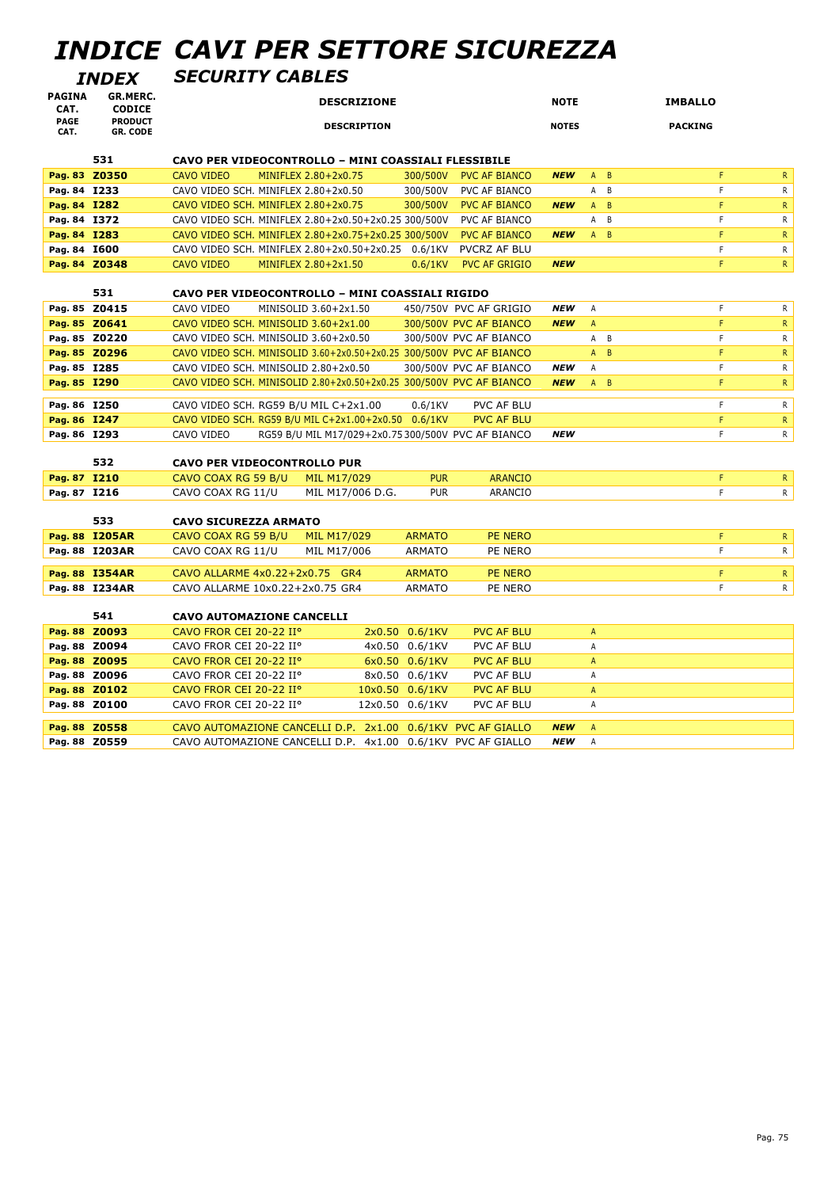# INDICE CAVI PER SETTORE SICUREZZA

## INDEX SECURITY CABLES

| PAGINA CAT. / PAGE CAT. | GR.MERC. CODICE / PRODUCT GR. CODE | DESCRIZIONE / DESCRIPTION | | | | NOTE / NOTES | | | IMBALLO / PACKING | |
|---|---|---|---|---|---|---|---|---|---|---|
| | **531** | **CAVO PER VIDEOCONTROLLO – MINI COASSIALI FLESSIBILE** | | | | | | | | |
| Pag. 83 | **Z0350** | CAVO VIDEO | MINIFLEX 2.80+2x0.75 | 300/500V | PVC AF BIANCO | ***NEW*** | A | B | F | R |
| Pag. 84 | **I233** | CAVO VIDEO SCH. MINIFLEX 2.80+2x0.50 | | 300/500V | PVC AF BIANCO | | A | B | F | R |
| Pag. 84 | **I282** | CAVO VIDEO SCH. MINIFLEX 2.80+2x0.75 | | 300/500V | PVC AF BIANCO | ***NEW*** | A | B | F | R |
| Pag. 84 | **I372** | CAVO VIDEO SCH. MINIFLEX 2.80+2x0.50+2x0.25 | | 300/500V | PVC AF BIANCO | | A | B | F | R |
| Pag. 84 | **I283** | CAVO VIDEO SCH. MINIFLEX 2.80+2x0.75+2x0.25 | | 300/500V | PVC AF BIANCO | ***NEW*** | A | B | F | R |
| Pag. 84 | **I600** | CAVO VIDEO SCH. MINIFLEX 2.80+2x0.50+2x0.25 | | 0.6/1KV | PVCRZ AF BLU | | | | F | R |
| Pag. 84 | **Z0348** | CAVO VIDEO | MINIFLEX 2.80+2x1.50 | 0.6/1KV | PVC AF GRIGIO | ***NEW*** | | | F | R |
| | **531** | **CAVO PER VIDEOCONTROLLO – MINI COASSIALI RIGIDO** | | | | | | | | |
| Pag. 85 | **Z0415** | CAVO VIDEO | MINISOLID 3.60+2x1.50 | 450/750V | PVC AF GRIGIO | ***NEW*** | A | | F | R |
| Pag. 85 | **Z0641** | CAVO VIDEO SCH. MINISOLID 3.60+2x1.00 | | 300/500V | PVC AF BIANCO | ***NEW*** | A | | F | R |
| Pag. 85 | **Z0220** | CAVO VIDEO SCH. MINISOLID 3.60+2x0.50 | | 300/500V | PVC AF BIANCO | | A | B | F | R |
| Pag. 85 | **Z0296** | CAVO VIDEO SCH. MINISOLID 3.60+2x0.50+2x0.25 | | 300/500V | PVC AF BIANCO | | A | B | F | R |
| Pag. 85 | **I285** | CAVO VIDEO SCH. MINISOLID 2.80+2x0.50 | | 300/500V | PVC AF BIANCO | ***NEW*** | A | | F | R |
| Pag. 85 | **I290** | CAVO VIDEO SCH. MINISOLID 2.80+2x0.50+2x0.25 | | 300/500V | PVC AF BIANCO | ***NEW*** | A | B | F | R |
| Pag. 86 | **I250** | CAVO VIDEO SCH. RG59 B/U MIL C+2x1.00 | | 0.6/1KV | PVC AF BLU | | | | F | R |
| Pag. 86 | **I247** | CAVO VIDEO SCH. RG59 B/U MIL C+2x1.00+2x0.50 | | 0.6/1KV | PVC AF BLU | | | | F | R |
| Pag. 86 | **I293** | CAVO VIDEO | RG59 B/U MIL M17/029+2x0.75 | 300/500V | PVC AF BIANCO | ***NEW*** | | | F | R |
| | **532** | **CAVO PER VIDEOCONTROLLO PUR** | | | | | | | | |
| Pag. 87 | **I210** | CAVO COAX RG 59 B/U | MIL M17/029 | PUR | ARANCIO | | | | F | R |
| Pag. 87 | **I216** | CAVO COAX RG 11/U | MIL M17/006 D.G. | PUR | ARANCIO | | | | F | R |
| | **533** | **CAVO SICUREZZA ARMATO** | | | | | | | | |
| Pag. 88 | **I205AR** | CAVO COAX RG 59 B/U | MIL M17/029 | ARMATO | PE NERO | | | | F | R |
| Pag. 88 | **I203AR** | CAVO COAX RG 11/U | MIL M17/006 | ARMATO | PE NERO | | | | F | R |
| Pag. 88 | **I354AR** | CAVO ALLARME 4x0.22+2x0.75 GR4 | | ARMATO | PE NERO | | | | F | R |
| Pag. 88 | **I234AR** | CAVO ALLARME 10x0.22+2x0.75 GR4 | | ARMATO | PE NERO | | | | F | R |
| | **541** | **CAVO AUTOMAZIONE CANCELLI** | | | | | | | | |
| Pag. 88 | **Z0093** | CAVO FROR CEI 20-22 II° | 2x0.50 | 0.6/1KV | PVC AF BLU | | A | | | |
| Pag. 88 | **Z0094** | CAVO FROR CEI 20-22 II° | 4x0.50 | 0.6/1KV | PVC AF BLU | | A | | | |
| Pag. 88 | **Z0095** | CAVO FROR CEI 20-22 II° | 6x0.50 | 0.6/1KV | PVC AF BLU | | A | | | |
| Pag. 88 | **Z0096** | CAVO FROR CEI 20-22 II° | 8x0.50 | 0.6/1KV | PVC AF BLU | | A | | | |
| Pag. 88 | **Z0102** | CAVO FROR CEI 20-22 II° | 10x0.50 | 0.6/1KV | PVC AF BLU | | A | | | |
| Pag. 88 | **Z0100** | CAVO FROR CEI 20-22 II° | 12x0.50 | 0.6/1KV | PVC AF BLU | | A | | | |
| Pag. 88 | **Z0558** | CAVO AUTOMAZIONE CANCELLI D.P. | 2x1.00 | 0.6/1KV | PVC AF GIALLO | ***NEW*** | A | | | |
| Pag. 88 | **Z0559** | CAVO AUTOMAZIONE CANCELLI D.P. | 4x1.00 | 0.6/1KV | PVC AF GIALLO | ***NEW*** | A | | | |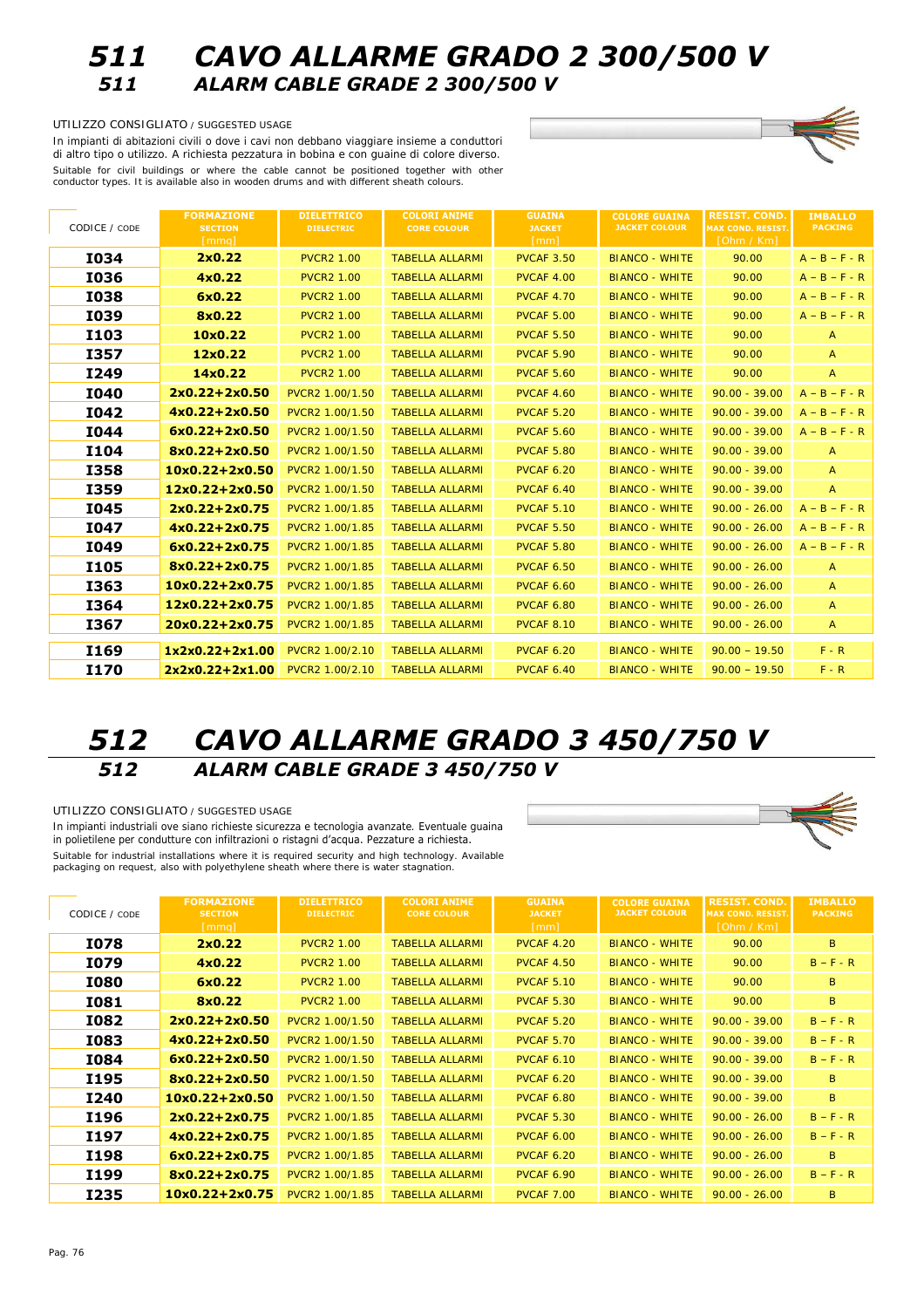# 511 CAVO ALLARME GRADO 2 300/500 V

## 511 ALARM CABLE GRADE 2 300/500 V

UTILIZZO CONSIGLIATO / SUGGESTED USAGE

In impianti di abitazioni civili o dove i cavi non debbano viaggiare insieme a conduttori di altro tipo o utilizzo. A richiesta pezzatura in bobina e con guaine di colore diverso.

Suitable for civil buildings or where the cable cannot be positioned together with other conductor types. It is available also in wooden drums and with different sheath colours.

| CODICE / CODE | FORMAZIONE SECTION [mmq] | DIELETTRICO DIELECTRIC | COLORI ANIME CORE COLOUR | GUAINA JACKET [mm] | COLORE GUAINA JACKET COLOUR | RESIST. COND. MAX COND. RESIST. [Ohm / Km] | IMBALLO PACKING |
|---|---|---|---|---|---|---|---|
| I034 | 2x0.22 | PVCR2 1.00 | TABELLA ALLARMI | PVCAF 3.50 | BIANCO - WHITE | 90.00 | A – B – F - R |
| I036 | 4x0.22 | PVCR2 1.00 | TABELLA ALLARMI | PVCAF 4.00 | BIANCO - WHITE | 90.00 | A – B – F - R |
| I038 | 6x0.22 | PVCR2 1.00 | TABELLA ALLARMI | PVCAF 4.70 | BIANCO - WHITE | 90.00 | A – B – F - R |
| I039 | 8x0.22 | PVCR2 1.00 | TABELLA ALLARMI | PVCAF 5.00 | BIANCO - WHITE | 90.00 | A – B – F - R |
| I103 | 10x0.22 | PVCR2 1.00 | TABELLA ALLARMI | PVCAF 5.50 | BIANCO - WHITE | 90.00 | A |
| I357 | 12x0.22 | PVCR2 1.00 | TABELLA ALLARMI | PVCAF 5.90 | BIANCO - WHITE | 90.00 | A |
| I249 | 14x0.22 | PVCR2 1.00 | TABELLA ALLARMI | PVCAF 5.60 | BIANCO - WHITE | 90.00 | A |
| I040 | 2x0.22+2x0.50 | PVCR2 1.00/1.50 | TABELLA ALLARMI | PVCAF 4.60 | BIANCO - WHITE | 90.00 - 39.00 | A – B – F - R |
| I042 | 4x0.22+2x0.50 | PVCR2 1.00/1.50 | TABELLA ALLARMI | PVCAF 5.20 | BIANCO - WHITE | 90.00 - 39.00 | A – B – F - R |
| I044 | 6x0.22+2x0.50 | PVCR2 1.00/1.50 | TABELLA ALLARMI | PVCAF 5.60 | BIANCO - WHITE | 90.00 - 39.00 | A – B – F - R |
| I104 | 8x0.22+2x0.50 | PVCR2 1.00/1.50 | TABELLA ALLARMI | PVCAF 5.80 | BIANCO - WHITE | 90.00 - 39.00 | A |
| I358 | 10x0.22+2x0.50 | PVCR2 1.00/1.50 | TABELLA ALLARMI | PVCAF 6.20 | BIANCO - WHITE | 90.00 - 39.00 | A |
| I359 | 12x0.22+2x0.50 | PVCR2 1.00/1.50 | TABELLA ALLARMI | PVCAF 6.40 | BIANCO - WHITE | 90.00 - 39.00 | A |
| I045 | 2x0.22+2x0.75 | PVCR2 1.00/1.85 | TABELLA ALLARMI | PVCAF 5.10 | BIANCO - WHITE | 90.00 - 26.00 | A – B – F - R |
| I047 | 4x0.22+2x0.75 | PVCR2 1.00/1.85 | TABELLA ALLARMI | PVCAF 5.50 | BIANCO - WHITE | 90.00 - 26.00 | A – B – F - R |
| I049 | 6x0.22+2x0.75 | PVCR2 1.00/1.85 | TABELLA ALLARMI | PVCAF 5.80 | BIANCO - WHITE | 90.00 - 26.00 | A – B – F - R |
| I105 | 8x0.22+2x0.75 | PVCR2 1.00/1.85 | TABELLA ALLARMI | PVCAF 6.50 | BIANCO - WHITE | 90.00 - 26.00 | A |
| I363 | 10x0.22+2x0.75 | PVCR2 1.00/1.85 | TABELLA ALLARMI | PVCAF 6.60 | BIANCO - WHITE | 90.00 - 26.00 | A |
| I364 | 12x0.22+2x0.75 | PVCR2 1.00/1.85 | TABELLA ALLARMI | PVCAF 6.80 | BIANCO - WHITE | 90.00 - 26.00 | A |
| I367 | 20x0.22+2x0.75 | PVCR2 1.00/1.85 | TABELLA ALLARMI | PVCAF 8.10 | BIANCO - WHITE | 90.00 - 26.00 | A |
| I169 | 1x2x0.22+2x1.00 | PVCR2 1.00/2.10 | TABELLA ALLARMI | PVCAF 6.20 | BIANCO - WHITE | 90.00 – 19.50 | F - R |
| I170 | 2x2x0.22+2x1.00 | PVCR2 1.00/2.10 | TABELLA ALLARMI | PVCAF 6.40 | BIANCO - WHITE | 90.00 – 19.50 | F - R |

# 512 CAVO ALLARME GRADO 3 450/750 V

## 512 ALARM CABLE GRADE 3 450/750 V

UTILIZZO CONSIGLIATO / SUGGESTED USAGE

In impianti industriali ove siano richieste sicurezza e tecnologia avanzate. Eventuale guaina in polietilene per condutture con infiltrazioni o ristagni d'acqua. Pezzature a richiesta.

Suitable for industrial installations where it is required security and high technology. Available packaging on request, also with polyethylene sheath where there is water stagnation.

| CODICE / CODE | FORMAZIONE SECTION [mmq] | DIELETTRICO DIELECTRIC | COLORI ANIME CORE COLOUR | GUAINA JACKET [mm] | COLORE GUAINA JACKET COLOUR | RESIST. COND. MAX COND. RESIST. [Ohm / Km] | IMBALLO PACKING |
|---|---|---|---|---|---|---|---|
| I078 | 2x0.22 | PVCR2 1.00 | TABELLA ALLARMI | PVCAF 4.20 | BIANCO - WHITE | 90.00 | B |
| I079 | 4x0.22 | PVCR2 1.00 | TABELLA ALLARMI | PVCAF 4.50 | BIANCO - WHITE | 90.00 | B – F - R |
| I080 | 6x0.22 | PVCR2 1.00 | TABELLA ALLARMI | PVCAF 5.10 | BIANCO - WHITE | 90.00 | B |
| I081 | 8x0.22 | PVCR2 1.00 | TABELLA ALLARMI | PVCAF 5.30 | BIANCO - WHITE | 90.00 | B |
| I082 | 2x0.22+2x0.50 | PVCR2 1.00/1.50 | TABELLA ALLARMI | PVCAF 5.20 | BIANCO - WHITE | 90.00 - 39.00 | B – F - R |
| I083 | 4x0.22+2x0.50 | PVCR2 1.00/1.50 | TABELLA ALLARMI | PVCAF 5.70 | BIANCO - WHITE | 90.00 - 39.00 | B – F - R |
| I084 | 6x0.22+2x0.50 | PVCR2 1.00/1.50 | TABELLA ALLARMI | PVCAF 6.10 | BIANCO - WHITE | 90.00 - 39.00 | B – F - R |
| I195 | 8x0.22+2x0.50 | PVCR2 1.00/1.50 | TABELLA ALLARMI | PVCAF 6.20 | BIANCO - WHITE | 90.00 - 39.00 | B |
| I240 | 10x0.22+2x0.50 | PVCR2 1.00/1.50 | TABELLA ALLARMI | PVCAF 6.80 | BIANCO - WHITE | 90.00 - 39.00 | B |
| I196 | 2x0.22+2x0.75 | PVCR2 1.00/1.85 | TABELLA ALLARMI | PVCAF 5.30 | BIANCO - WHITE | 90.00 - 26.00 | B – F - R |
| I197 | 4x0.22+2x0.75 | PVCR2 1.00/1.85 | TABELLA ALLARMI | PVCAF 6.00 | BIANCO - WHITE | 90.00 - 26.00 | B – F - R |
| I198 | 6x0.22+2x0.75 | PVCR2 1.00/1.85 | TABELLA ALLARMI | PVCAF 6.20 | BIANCO - WHITE | 90.00 - 26.00 | B |
| I199 | 8x0.22+2x0.75 | PVCR2 1.00/1.85 | TABELLA ALLARMI | PVCAF 6.90 | BIANCO - WHITE | 90.00 - 26.00 | B – F - R |
| I235 | 10x0.22+2x0.75 | PVCR2 1.00/1.85 | TABELLA ALLARMI | PVCAF 7.00 | BIANCO - WHITE | 90.00 - 26.00 | B |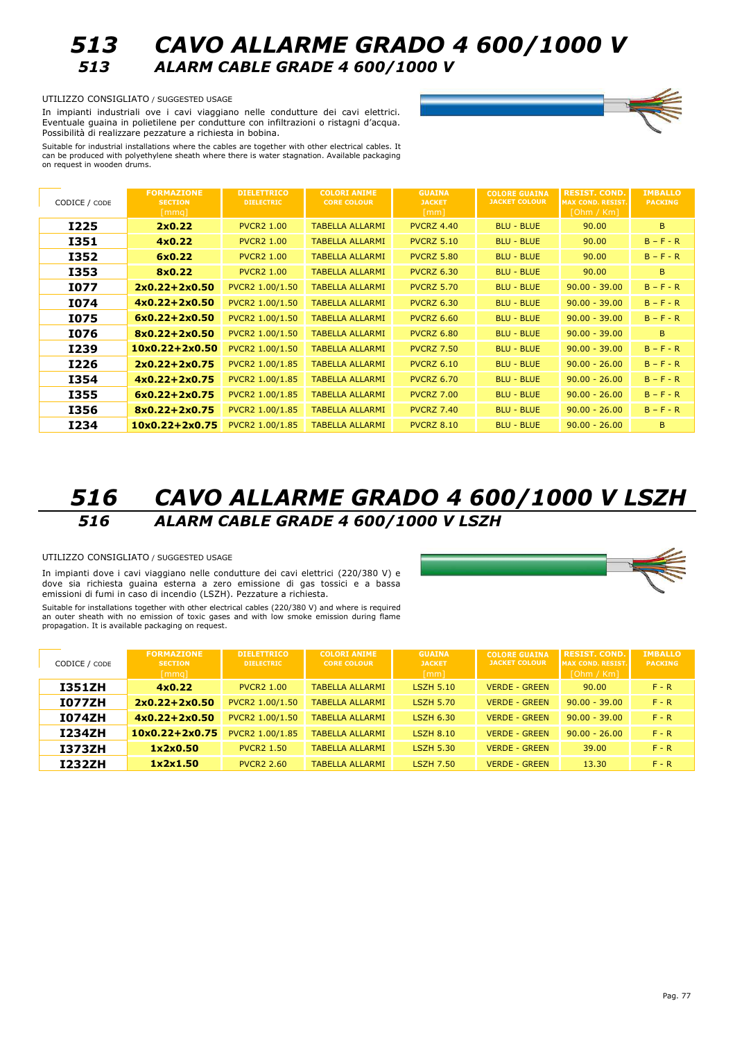# 513 CAVO ALLARME GRADO 4 600/1000 V
## 513 ALARM CABLE GRADE 4 600/1000 V

UTILIZZO CONSIGLIATO / SUGGESTED USAGE

In impianti industriali ove i cavi viaggiano nelle condutture dei cavi elettrici. Eventuale guaina in polietilene per condutture con infiltrazioni o ristagni d'acqua. Possibilità di realizzare pezzature a richiesta in bobina.

Suitable for industrial installations where the cables are together with other electrical cables. It can be produced with polyethylene sheath where there is water stagnation. Available packaging on request in wooden drums.

| CODICE / CODE | FORMAZIONE SECTION [mmq] | DIELETTRICO DIELECTRIC | COLORI ANIME CORE COLOUR | GUAINA JACKET [mm] | COLORE GUAINA JACKET COLOUR | RESIST. COND. MAX COND. RESIST. [Ohm / Km] | IMBALLO PACKING |
|---|---|---|---|---|---|---|---|
| I225 | 2x0.22 | PVCR2 1.00 | TABELLA ALLARMI | PVCRZ 4.40 | BLU - BLUE | 90.00 | B |
| I351 | 4x0.22 | PVCR2 1.00 | TABELLA ALLARMI | PVCRZ 5.10 | BLU - BLUE | 90.00 | B – F - R |
| I352 | 6x0.22 | PVCR2 1.00 | TABELLA ALLARMI | PVCRZ 5.80 | BLU - BLUE | 90.00 | B – F - R |
| I353 | 8x0.22 | PVCR2 1.00 | TABELLA ALLARMI | PVCRZ 6.30 | BLU - BLUE | 90.00 | B |
| I077 | 2x0.22+2x0.50 | PVCR2 1.00/1.50 | TABELLA ALLARMI | PVCRZ 5.70 | BLU - BLUE | 90.00 - 39.00 | B – F - R |
| I074 | 4x0.22+2x0.50 | PVCR2 1.00/1.50 | TABELLA ALLARMI | PVCRZ 6.30 | BLU - BLUE | 90.00 - 39.00 | B – F - R |
| I075 | 6x0.22+2x0.50 | PVCR2 1.00/1.50 | TABELLA ALLARMI | PVCRZ 6.60 | BLU - BLUE | 90.00 - 39.00 | B – F - R |
| I076 | 8x0.22+2x0.50 | PVCR2 1.00/1.50 | TABELLA ALLARMI | PVCRZ 6.80 | BLU - BLUE | 90.00 - 39.00 | B |
| I239 | 10x0.22+2x0.50 | PVCR2 1.00/1.50 | TABELLA ALLARMI | PVCRZ 7.50 | BLU - BLUE | 90.00 - 39.00 | B – F - R |
| I226 | 2x0.22+2x0.75 | PVCR2 1.00/1.85 | TABELLA ALLARMI | PVCRZ 6.10 | BLU - BLUE | 90.00 - 26.00 | B – F - R |
| I354 | 4x0.22+2x0.75 | PVCR2 1.00/1.85 | TABELLA ALLARMI | PVCRZ 6.70 | BLU - BLUE | 90.00 - 26.00 | B – F - R |
| I355 | 6x0.22+2x0.75 | PVCR2 1.00/1.85 | TABELLA ALLARMI | PVCRZ 7.00 | BLU - BLUE | 90.00 - 26.00 | B – F - R |
| I356 | 8x0.22+2x0.75 | PVCR2 1.00/1.85 | TABELLA ALLARMI | PVCRZ 7.40 | BLU - BLUE | 90.00 - 26.00 | B – F - R |
| I234 | 10x0.22+2x0.75 | PVCR2 1.00/1.85 | TABELLA ALLARMI | PVCRZ 8.10 | BLU - BLUE | 90.00 - 26.00 | B |

# 516 CAVO ALLARME GRADO 4 600/1000 V LSZH
## 516 ALARM CABLE GRADE 4 600/1000 V LSZH

UTILIZZO CONSIGLIATO / SUGGESTED USAGE

In impianti dove i cavi viaggiano nelle condutture dei cavi elettrici (220/380 V) e dove sia richiesta guaina esterna a zero emissione di gas tossici e a bassa emissioni di fumi in caso di incendio (LSZH). Pezzature a richiesta.

Suitable for installations together with other electrical cables (220/380 V) and where is required an outer sheath with no emission of toxic gases and with low smoke emission during flame propagation. It is available packaging on request.

| CODICE / CODE | FORMAZIONE SECTION [mmq] | DIELETTRICO DIELECTRIC | COLORI ANIME CORE COLOUR | GUAINA JACKET [mm] | COLORE GUAINA JACKET COLOUR | RESIST. COND. MAX COND. RESIST. [Ohm / Km] | IMBALLO PACKING |
|---|---|---|---|---|---|---|---|
| I351ZH | 4x0.22 | PVCR2 1.00 | TABELLA ALLARMI | LSZH 5.10 | VERDE - GREEN | 90.00 | F - R |
| I077ZH | 2x0.22+2x0.50 | PVCR2 1.00/1.50 | TABELLA ALLARMI | LSZH 5.70 | VERDE - GREEN | 90.00 - 39.00 | F - R |
| I074ZH | 4x0.22+2x0.50 | PVCR2 1.00/1.50 | TABELLA ALLARMI | LSZH 6.30 | VERDE - GREEN | 90.00 - 39.00 | F - R |
| I234ZH | 10x0.22+2x0.75 | PVCR2 1.00/1.85 | TABELLA ALLARMI | LSZH 8.10 | VERDE - GREEN | 90.00 - 26.00 | F - R |
| I373ZH | 1x2x0.50 | PVCR2 1.50 | TABELLA ALLARMI | LSZH 5.30 | VERDE - GREEN | 39.00 | F - R |
| I232ZH | 1x2x1.50 | PVCR2 2.60 | TABELLA ALLARMI | LSZH 7.50 | VERDE - GREEN | 13.30 | F - R |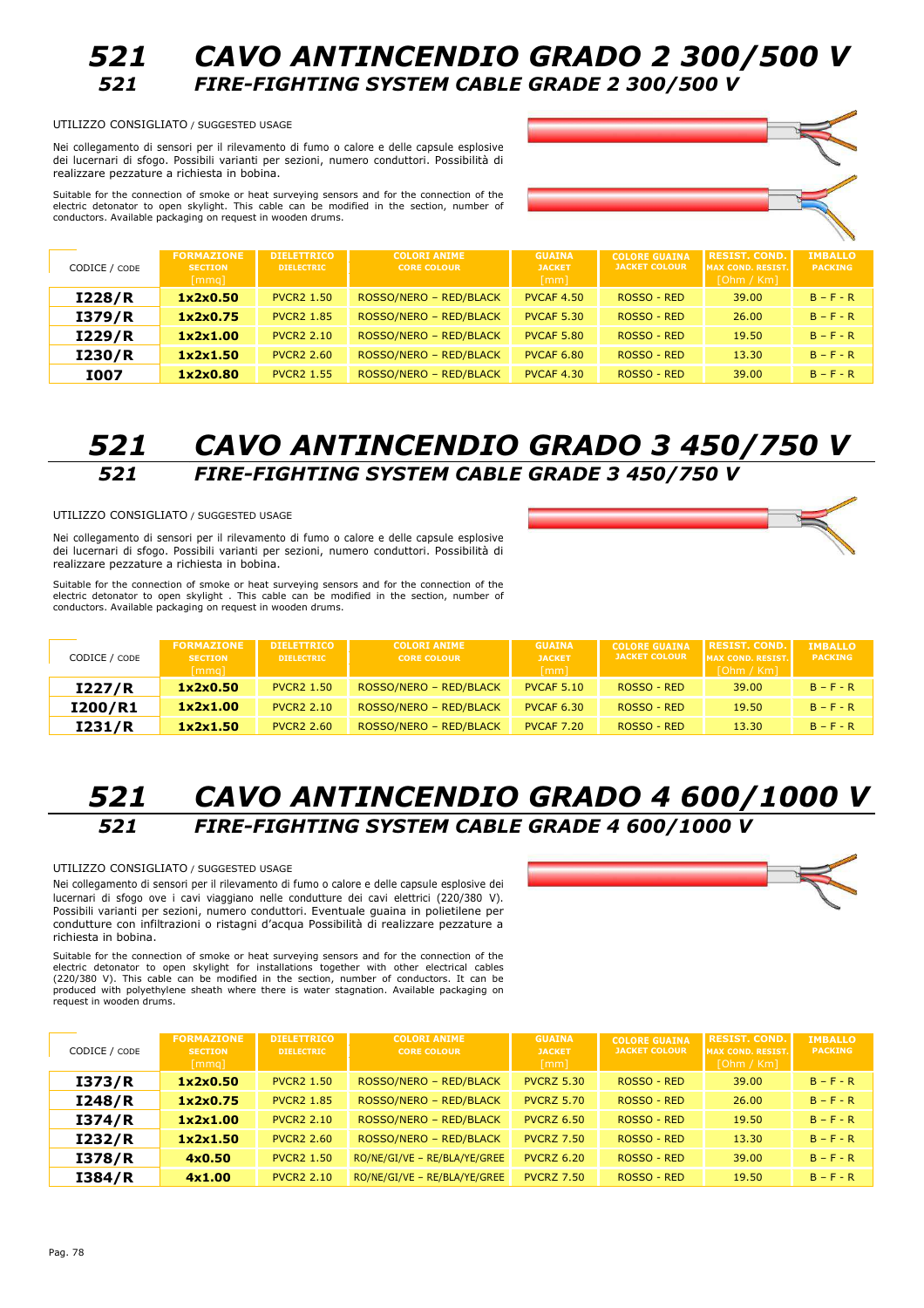# 521 CAVO ANTINCENDIO GRADO 2 300/500 V

## 521 FIRE-FIGHTING SYSTEM CABLE GRADE 2 300/500 V

UTILIZZO CONSIGLIATO / SUGGESTED USAGE

Nei collegamento di sensori per il rilevamento di fumo o calore e delle capsule esplosive dei lucernari di sfogo. Possibili varianti per sezioni, numero conduttori. Possibilità di realizzare pezzature a richiesta in bobina.

Suitable for the connection of smoke or heat surveying sensors and for the connection of the electric detonator to open skylight. This cable can be modified in the section, number of conductors. Available packaging on request in wooden drums.

| CODICE / CODE | FORMAZIONE SECTION [mmq] | DIELETTRICO DIELECTRIC | COLORI ANIME CORE COLOUR | GUAINA JACKET [mm] | COLORE GUAINA JACKET COLOUR | RESIST. COND. MAX COND. RESIST. [Ohm / Km] | IMBALLO PACKING |
|---|---|---|---|---|---|---|---|
| **I228/R** | **1x2x0.50** | PVCR2 1.50 | ROSSO/NERO – RED/BLACK | PVCAF 4.50 | ROSSO - RED | 39.00 | B – F - R |
| **I379/R** | **1x2x0.75** | PVCR2 1.85 | ROSSO/NERO – RED/BLACK | PVCAF 5.30 | ROSSO - RED | 26.00 | B – F - R |
| **I229/R** | **1x2x1.00** | PVCR2 2.10 | ROSSO/NERO – RED/BLACK | PVCAF 5.80 | ROSSO - RED | 19.50 | B – F - R |
| **I230/R** | **1x2x1.50** | PVCR2 2.60 | ROSSO/NERO – RED/BLACK | PVCAF 6.80 | ROSSO - RED | 13.30 | B – F - R |
| **I007** | **1x2x0.80** | PVCR2 1.55 | ROSSO/NERO – RED/BLACK | PVCAF 4.30 | ROSSO - RED | 39.00 | B – F - R |

# 521 CAVO ANTINCENDIO GRADO 3 450/750 V

## 521 FIRE-FIGHTING SYSTEM CABLE GRADE 3 450/750 V

UTILIZZO CONSIGLIATO / SUGGESTED USAGE

Nei collegamento di sensori per il rilevamento di fumo o calore e delle capsule esplosive dei lucernari di sfogo. Possibili varianti per sezioni, numero conduttori. Possibilità di realizzare pezzature a richiesta in bobina.

Suitable for the connection of smoke or heat surveying sensors and for the connection of the electric detonator to open skylight . This cable can be modified in the section, number of conductors. Available packaging on request in wooden drums.

| CODICE / CODE | FORMAZIONE SECTION [mmq] | DIELETTRICO DIELECTRIC | COLORI ANIME CORE COLOUR | GUAINA JACKET [mm] | COLORE GUAINA JACKET COLOUR | RESIST. COND. MAX COND. RESIST. [Ohm / Km] | IMBALLO PACKING |
|---|---|---|---|---|---|---|---|
| **I227/R** | **1x2x0.50** | PVCR2 1.50 | ROSSO/NERO – RED/BLACK | PVCAF 5.10 | ROSSO - RED | 39.00 | B – F - R |
| **I200/R1** | **1x2x1.00** | PVCR2 2.10 | ROSSO/NERO – RED/BLACK | PVCAF 6.30 | ROSSO - RED | 19.50 | B – F - R |
| **I231/R** | **1x2x1.50** | PVCR2 2.60 | ROSSO/NERO – RED/BLACK | PVCAF 7.20 | ROSSO - RED | 13.30 | B – F - R |

# 521 CAVO ANTINCENDIO GRADO 4 600/1000 V

## 521 FIRE-FIGHTING SYSTEM CABLE GRADE 4 600/1000 V

UTILIZZO CONSIGLIATO / SUGGESTED USAGE

Nei collegamento di sensori per il rilevamento di fumo o calore e delle capsule esplosive dei lucernari di sfogo ove i cavi viaggiano nelle condutture dei cavi elettrici (220/380 V). Possibili varianti per sezioni, numero conduttori. Eventuale guaina in polietilene per condutture con infiltrazioni o ristagni d'acqua Possibilità di realizzare pezzature a richiesta in bobina.

Suitable for the connection of smoke or heat surveying sensors and for the connection of the electric detonator to open skylight for installations together with other electrical cables (220/380 V). This cable can be modified in the section, number of conductors. It can be produced with polyethylene sheath where there is water stagnation. Available packaging on request in wooden drums.

| CODICE / CODE | FORMAZIONE SECTION [mmq] | DIELETTRICO DIELECTRIC | COLORI ANIME CORE COLOUR | GUAINA JACKET [mm] | COLORE GUAINA JACKET COLOUR | RESIST. COND. MAX COND. RESIST. [Ohm / Km] | IMBALLO PACKING |
|---|---|---|---|---|---|---|---|
| **I373/R** | **1x2x0.50** | PVCR2 1.50 | ROSSO/NERO – RED/BLACK | PVCRZ 5.30 | ROSSO - RED | 39.00 | B – F - R |
| **I248/R** | **1x2x0.75** | PVCR2 1.85 | ROSSO/NERO – RED/BLACK | PVCRZ 5.70 | ROSSO - RED | 26.00 | B – F - R |
| **I374/R** | **1x2x1.00** | PVCR2 2.10 | ROSSO/NERO – RED/BLACK | PVCRZ 6.50 | ROSSO - RED | 19.50 | B – F - R |
| **I232/R** | **1x2x1.50** | PVCR2 2.60 | ROSSO/NERO – RED/BLACK | PVCRZ 7.50 | ROSSO - RED | 13.30 | B – F - R |
| **I378/R** | **4x0.50** | PVCR2 1.50 | RO/NE/GI/VE – RE/BLA/YE/GREE | PVCRZ 6.20 | ROSSO - RED | 39.00 | B – F - R |
| **I384/R** | **4x1.00** | PVCR2 2.10 | RO/NE/GI/VE – RE/BLA/YE/GREE | PVCRZ 7.50 | ROSSO - RED | 19.50 | B – F - R |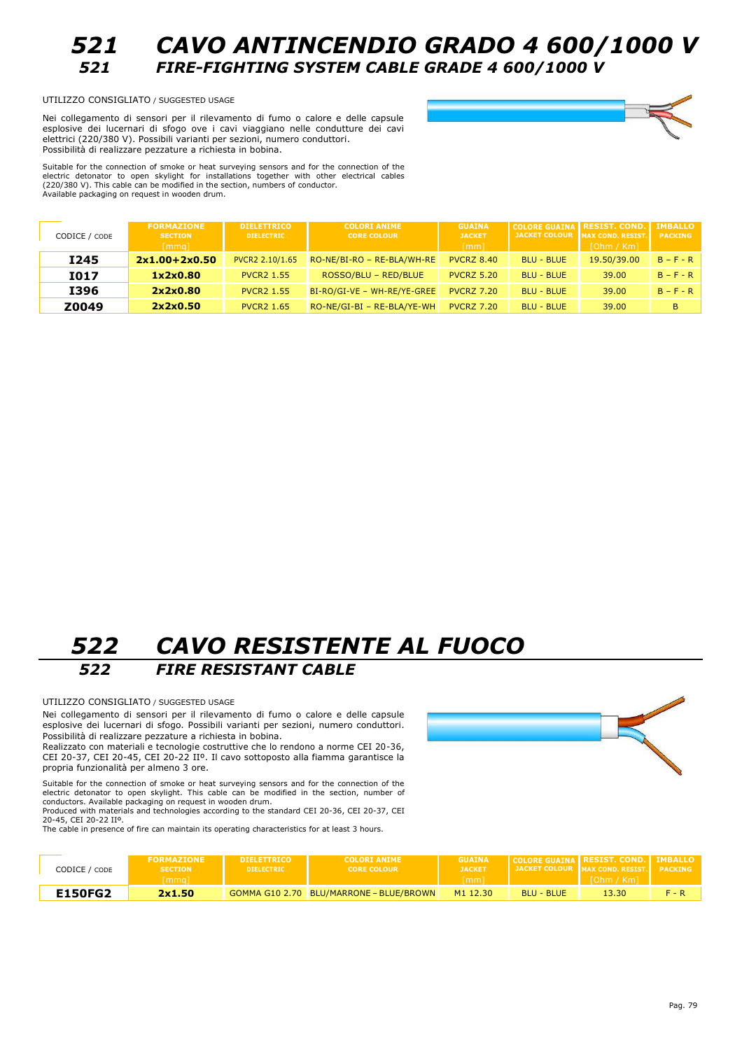# 521 CAVO ANTINCENDIO GRADO 4 600/1000 V
## 521 FIRE-FIGHTING SYSTEM CABLE GRADE 4 600/1000 V

UTILIZZO CONSIGLIATO / SUGGESTED USAGE

Nei collegamento di sensori per il rilevamento di fumo o calore e delle capsule esplosive dei lucernari di sfogo ove i cavi viaggiano nelle condutture dei cavi elettrici (220/380 V). Possibili varianti per sezioni, numero conduttori. Possibilità di realizzare pezzature a richiesta in bobina.

Suitable for the connection of smoke or heat surveying sensors and for the connection of the electric detonator to open skylight for installations together with other electrical cables (220/380 V). This cable can be modified in the section, numbers of conductor. Available packaging on request in wooden drum.

| CODICE / CODE | FORMAZIONE SECTION [mmq] | DIELETTRICO DIELECTRIC | COLORI ANIME CORE COLOUR | GUAINA JACKET [mm] | COLORE GUAINA JACKET COLOUR | RESIST. COND. MAX COND. RESIST. [Ohm / Km] | IMBALLO PACKING |
|---|---|---|---|---|---|---|---|
| **I245** | **2x1.00+2x0.50** | PVCR2 2.10/1.65 | RO-NE/BI-RO – RE-BLA/WH-RE | PVCRZ 8.40 | BLU - BLUE | 19.50/39.00 | B – F - R |
| **I017** | **1x2x0.80** | PVCR2 1.55 | ROSSO/BLU – RED/BLUE | PVCRZ 5.20 | BLU - BLUE | 39.00 | B – F - R |
| **I396** | **2x2x0.80** | PVCR2 1.55 | BI-RO/GI-VE – WH-RE/YE-GREE | PVCRZ 7.20 | BLU - BLUE | 39.00 | B – F - R |
| **Z0049** | **2x2x0.50** | PVCR2 1.65 | RO-NE/GI-BI – RE-BLA/YE-WH | PVCRZ 7.20 | BLU - BLUE | 39.00 | B |

# 522 CAVO RESISTENTE AL FUOCO
## 522 FIRE RESISTANT CABLE

UTILIZZO CONSIGLIATO / SUGGESTED USAGE

Nei collegamento di sensori per il rilevamento di fumo o calore e delle capsule esplosive dei lucernari di sfogo. Possibili varianti per sezioni, numero conduttori. Possibilità di realizzare pezzature a richiesta in bobina.
Realizzato con materiali e tecnologie costruttive che lo rendono a norme CEI 20-36, CEI 20-37, CEI 20-45, CEI 20-22 IIº. Il cavo sottoposto alla fiamma garantisce la propria funzionalità per almeno 3 ore.

Suitable for the connection of smoke or heat surveying sensors and for the connection of the electric detonator to open skylight. This cable can be modified in the section, number of conductors. Available packaging on request in wooden drum.
Produced with materials and technologies according to the standard CEI 20-36, CEI 20-37, CEI 20-45, CEI 20-22 IIº.
The cable in presence of fire can maintain its operating characteristics for at least 3 hours.

| CODICE / CODE | FORMAZIONE SECTION [mmq] | DIELETTRICO DIELECTRIC | COLORI ANIME CORE COLOUR | GUAINA JACKET [mm] | COLORE GUAINA JACKET COLOUR | RESIST. COND. MAX COND. RESIST. [Ohm / Km] | IMBALLO PACKING |
|---|---|---|---|---|---|---|---|
| **E150FG2** | **2x1.50** | GOMMA G10 2.70 | BLU/MARRONE – BLUE/BROWN | M1 12.30 | BLU - BLUE | 13.30 | F - R |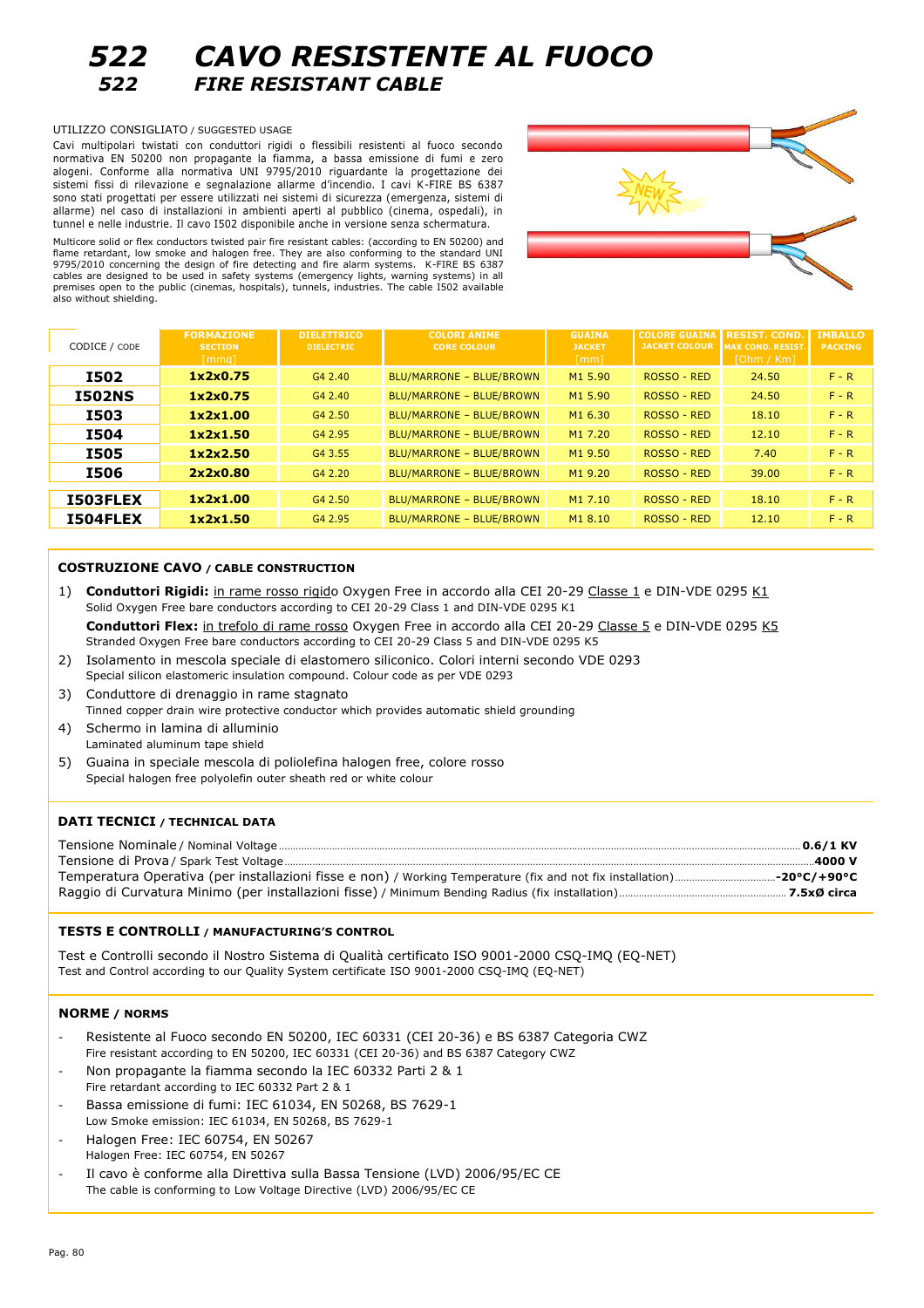# 522 CAVO RESISTENTE AL FUOCO
## 522 FIRE RESISTANT CABLE

UTILIZZO CONSIGLIATO / SUGGESTED USAGE

Cavi multipolari twistati con conduttori rigidi o flessibili resistenti al fuoco secondo normativa EN 50200 non propagante la fiamma, a bassa emissione di fumi e zero alogeni. Conforme alla normativa UNI 9795/2010 riguardante la progettazione dei sistemi fissi di rilevazione e segnalazione allarme d'incendio. I cavi K-FIRE BS 6387 sono stati progettati per essere utilizzati nei sistemi di sicurezza (emergenza, sistemi di allarme) nel caso di installazioni in ambienti aperti al pubblico (cinema, ospedali), in tunnel e nelle industrie. Il cavo I502 disponibile anche in versione senza schermatura.

Multicore solid or flex conductors twisted pair fire resistant cables: (according to EN 50200) and flame retardant, low smoke and halogen free. They are also conforming to the standard UNI 9795/2010 concerning the design of fire detecting and fire alarm systems. K-FIRE BS 6387 cables are designed to be used in safety systems (emergency lights, warning systems) in all premises open to the public (cinemas, hospitals), tunnels, industries. The cable I502 available also without shielding.

NEW

| CODICE / CODE | FORMAZIONE SECTION [mmq] | DIELETTRICO DIELECTRIC | COLORI ANIME CORE COLOUR | GUAINA JACKET [mm] | COLORE GUAINA JACKET COLOUR | RESIST. COND. MAX COND. RESIST. [Ohm / Km] | IMBALLO PACKING |
|---|---|---|---|---|---|---|---|
| **I502** | **1x2x0.75** | G4 2.40 | BLU/MARRONE – BLUE/BROWN | M1 5.90 | ROSSO - RED | 24.50 | F - R |
| **I502NS** | **1x2x0.75** | G4 2.40 | BLU/MARRONE – BLUE/BROWN | M1 5.90 | ROSSO - RED | 24.50 | F - R |
| **I503** | **1x2x1.00** | G4 2.50 | BLU/MARRONE – BLUE/BROWN | M1 6.30 | ROSSO - RED | 18.10 | F - R |
| **I504** | **1x2x1.50** | G4 2.95 | BLU/MARRONE – BLUE/BROWN | M1 7.20 | ROSSO - RED | 12.10 | F - R |
| **I505** | **1x2x2.50** | G4 3.55 | BLU/MARRONE – BLUE/BROWN | M1 9.50 | ROSSO - RED | 7.40 | F - R |
| **I506** | **2x2x0.80** | G4 2.20 | BLU/MARRONE – BLUE/BROWN | M1 9.20 | ROSSO - RED | 39.00 | F - R |
| **I503FLEX** | **1x2x1.00** | G4 2.50 | BLU/MARRONE – BLUE/BROWN | M1 7.10 | ROSSO - RED | 18.10 | F - R |
| **I504FLEX** | **1x2x1.50** | G4 2.95 | BLU/MARRONE – BLUE/BROWN | M1 8.10 | ROSSO - RED | 12.10 | F - R |

### COSTRUZIONE CAVO / CABLE CONSTRUCTION

1) **Conduttori Rigidi:** in rame rosso rigido Oxygen Free in accordo alla CEI 20-29 Classe 1 e DIN-VDE 0295 K1
   Solid Oxygen Free bare conductors according to CEI 20-29 Class 1 and DIN-VDE 0295 K1
   **Conduttori Flex:** in trefolo di rame rosso Oxygen Free in accordo alla CEI 20-29 Classe 5 e DIN-VDE 0295 K5
   Stranded Oxygen Free bare conductors according to CEI 20-29 Class 5 and DIN-VDE 0295 K5
2) Isolamento in mescola speciale di elastomero siliconico. Colori interni secondo VDE 0293
   Special silicon elastomeric insulation compound. Colour code as per VDE 0293
3) Conduttore di drenaggio in rame stagnato
   Tinned copper drain wire protective conductor which provides automatic shield grounding
4) Schermo in lamina di alluminio
   Laminated aluminum tape shield
5) Guaina in speciale mescola di poliolefina halogen free, colore rosso
   Special halogen free polyolefin outer sheath red or white colour

### DATI TECNICI / TECHNICAL DATA

Tensione Nominale / Nominal Voltage .......... **0.6/1 KV**
Tensione di Prova / Spark Test Voltage .......... **4000 V**
Temperatura Operativa (per installazioni fisse e non) / Working Temperature (fix and not fix installation) .......... **-20°C/+90°C**
Raggio di Curvatura Minimo (per installazioni fisse) / Minimum Bending Radius (fix installation) .......... **7.5xØ circa**

### TESTS E CONTROLLI / MANUFACTURING'S CONTROL

Test e Controlli secondo il Nostro Sistema di Qualità certificato ISO 9001-2000 CSQ-IMQ (EQ-NET)
Test and Control according to our Quality System certificate ISO 9001-2000 CSQ-IMQ (EQ-NET)

### NORME / NORMS

- Resistente al Fuoco secondo EN 50200, IEC 60331 (CEI 20-36) e BS 6387 Categoria CWZ
  Fire resistant according to EN 50200, IEC 60331 (CEI 20-36) and BS 6387 Category CWZ
- Non propagante la fiamma secondo la IEC 60332 Parti 2 & 1
  Fire retardant according to IEC 60332 Part 2 & 1
- Bassa emissione di fumi: IEC 61034, EN 50268, BS 7629-1
  Low Smoke emission: IEC 61034, EN 50268, BS 7629-1
- Halogen Free: IEC 60754, EN 50267
  Halogen Free: IEC 60754, EN 50267
- Il cavo è conforme alla Direttiva sulla Bassa Tensione (LVD) 2006/95/EC CE
  The cable is conforming to Low Voltage Directive (LVD) 2006/95/EC CE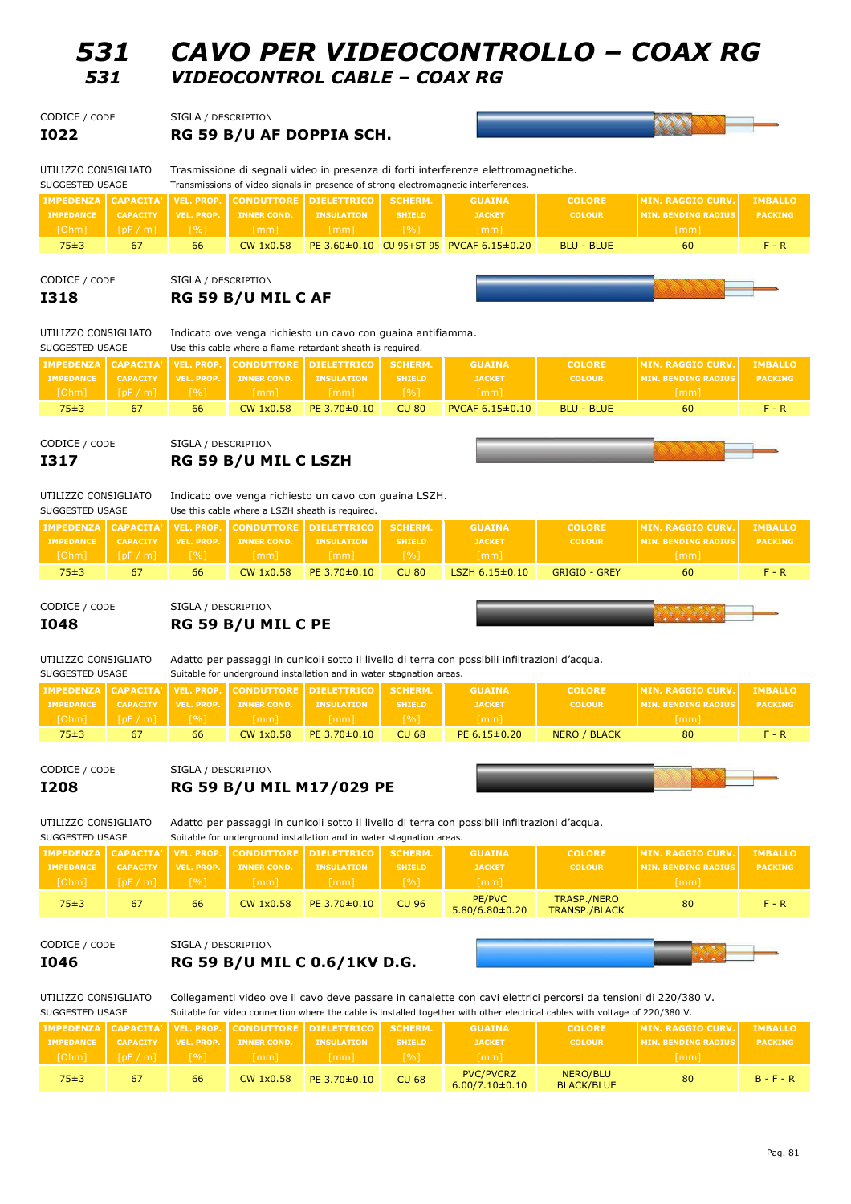# 531 CAVO PER VIDEOCONTROLLO – COAX RG

## 531 VIDEOCONTROL CABLE – COAX RG

CODICE / CODE **I022**

SIGLA / DESCRIPTION **RG 59 B/U AF DOPPIA SCH.**

UTILIZZO CONSIGLIATO / SUGGESTED USAGE

Trasmissione di segnali video in presenza di forti interferenze elettromagnetiche.
Transmissions of video signals in presence of strong electromagnetic interferences.

| IMPEDENZA IMPEDANCE [Ohm] | CAPACITA' CAPACITY [pF / m] | VEL. PROP. VEL. PROP. [%] | CONDUTTORE INNER COND. [mm] | DIELETTRICO INSULATION [mm] | SCHERM. SHIELD [%] | GUAINA JACKET [mm] | COLORE COLOUR | MIN. RAGGIO CURV. MIN. BENDING RADIUS [mm] | IMBALLO PACKING |
|---|---|---|---|---|---|---|---|---|---|
| 75±3 | 67 | 66 | CW 1x0.58 | PE 3.60±0.10 | CU 95+ST 95 | PVCAF 6.15±0.20 | BLU - BLUE | 60 | F - R |

CODICE / CODE **I318**

SIGLA / DESCRIPTION **RG 59 B/U MIL C AF**

UTILIZZO CONSIGLIATO / SUGGESTED USAGE

Indicato ove venga richiesto un cavo con guaina antifiamma.
Use this cable where a flame-retardant sheath is required.

| IMPEDENZA IMPEDANCE [Ohm] | CAPACITA' CAPACITY [pF / m] | VEL. PROP. VEL. PROP. [%] | CONDUTTORE INNER COND. [mm] | DIELETTRICO INSULATION [mm] | SCHERM. SHIELD [%] | GUAINA JACKET [mm] | COLORE COLOUR | MIN. RAGGIO CURV. MIN. BENDING RADIUS [mm] | IMBALLO PACKING |
|---|---|---|---|---|---|---|---|---|---|
| 75±3 | 67 | 66 | CW 1x0.58 | PE 3.70±0.10 | CU 80 | PVCAF 6.15±0.10 | BLU - BLUE | 60 | F - R |

CODICE / CODE **I317**

SIGLA / DESCRIPTION **RG 59 B/U MIL C LSZH**

UTILIZZO CONSIGLIATO / SUGGESTED USAGE

Indicato ove venga richiesto un cavo con guaina LSZH.
Use this cable where a LSZH sheath is required.

| IMPEDENZA IMPEDANCE [Ohm] | CAPACITA' CAPACITY [pF / m] | VEL. PROP. VEL. PROP. [%] | CONDUTTORE INNER COND. [mm] | DIELETTRICO INSULATION [mm] | SCHERM. SHIELD [%] | GUAINA JACKET [mm] | COLORE COLOUR | MIN. RAGGIO CURV. MIN. BENDING RADIUS [mm] | IMBALLO PACKING |
|---|---|---|---|---|---|---|---|---|---|
| 75±3 | 67 | 66 | CW 1x0.58 | PE 3.70±0.10 | CU 80 | LSZH 6.15±0.10 | GRIGIO - GREY | 60 | F - R |

CODICE / CODE **I048**

SIGLA / DESCRIPTION **RG 59 B/U MIL C PE**

UTILIZZO CONSIGLIATO / SUGGESTED USAGE

Adatto per passaggi in cunicoli sotto il livello di terra con possibili infiltrazioni d'acqua.
Suitable for underground installation and in water stagnation areas.

| IMPEDENZA IMPEDANCE [Ohm] | CAPACITA' CAPACITY [pF / m] | VEL. PROP. VEL. PROP. [%] | CONDUTTORE INNER COND. [mm] | DIELETTRICO INSULATION [mm] | SCHERM. SHIELD [%] | GUAINA JACKET [mm] | COLORE COLOUR | MIN. RAGGIO CURV. MIN. BENDING RADIUS [mm] | IMBALLO PACKING |
|---|---|---|---|---|---|---|---|---|---|
| 75±3 | 67 | 66 | CW 1x0.58 | PE 3.70±0.10 | CU 68 | PE 6.15±0.20 | NERO / BLACK | 80 | F - R |

CODICE / CODE **I208**

SIGLA / DESCRIPTION **RG 59 B/U MIL M17/029 PE**

UTILIZZO CONSIGLIATO / SUGGESTED USAGE

Adatto per passaggi in cunicoli sotto il livello di terra con possibili infiltrazioni d'acqua.
Suitable for underground installation and in water stagnation areas.

| IMPEDENZA IMPEDANCE [Ohm] | CAPACITA' CAPACITY [pF / m] | VEL. PROP. VEL. PROP. [%] | CONDUTTORE INNER COND. [mm] | DIELETTRICO INSULATION [mm] | SCHERM. SHIELD [%] | GUAINA JACKET [mm] | COLORE COLOUR | MIN. RAGGIO CURV. MIN. BENDING RADIUS [mm] | IMBALLO PACKING |
|---|---|---|---|---|---|---|---|---|---|
| 75±3 | 67 | 66 | CW 1x0.58 | PE 3.70±0.10 | CU 96 | PE/PVC 5.80/6.80±0.20 | TRASP./NERO TRANSP./BLACK | 80 | F - R |

CODICE / CODE **I046**

SIGLA / DESCRIPTION **RG 59 B/U MIL C 0.6/1KV D.G.**

UTILIZZO CONSIGLIATO / SUGGESTED USAGE

Collegamenti video ove il cavo deve passare in canalette con cavi elettrici percorsi da tensioni di 220/380 V.
Suitable for video connection where the cable is installed together with other electrical cables with voltage of 220/380 V.

| IMPEDENZA IMPEDANCE [Ohm] | CAPACITA' CAPACITY [pF / m] | VEL. PROP. VEL. PROP. [%] | CONDUTTORE INNER COND. [mm] | DIELETTRICO INSULATION [mm] | SCHERM. SHIELD [%] | GUAINA JACKET [mm] | COLORE COLOUR | MIN. RAGGIO CURV. MIN. BENDING RADIUS [mm] | IMBALLO PACKING |
|---|---|---|---|---|---|---|---|---|---|
| 75±3 | 67 | 66 | CW 1x0.58 | PE 3.70±0.10 | CU 68 | PVC/PVCRZ 6.00/7.10±0.10 | NERO/BLU BLACK/BLUE | 80 | B - F - R |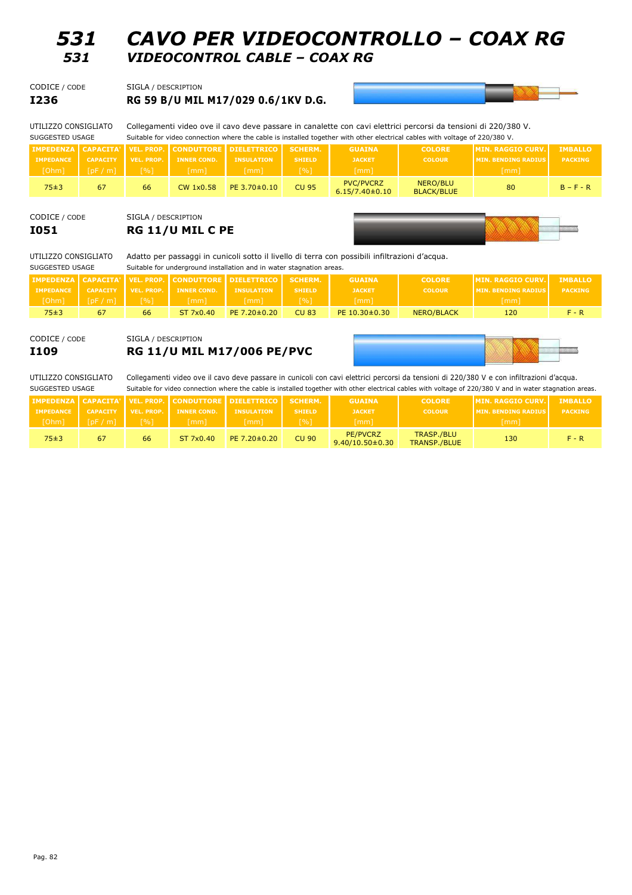# 531 CAVO PER VIDEOCONTROLLO – COAX RG

## 531 VIDEOCONTROL CABLE – COAX RG

CODICE / CODE **I236**

SIGLA / DESCRIPTION **RG 59 B/U MIL M17/029 0.6/1KV D.G.**

UTILIZZO CONSIGLIATO / SUGGESTED USAGE

Collegamenti video ove il cavo deve passare in canalette con cavi elettrici percorsi da tensioni di 220/380 V.
Suitable for video connection where the cable is installed together with other electrical cables with voltage of 220/380 V.

| IMPEDENZA IMPEDANCE [Ohm] | CAPACITA' CAPACITY [pF / m] | VEL. PROP. VEL. PROP. [%] | CONDUTTORE INNER COND. [mm] | DIELETTRICO INSULATION [mm] | SCHERM. SHIELD [%] | GUAINA JACKET [mm] | COLORE COLOUR | MIN. RAGGIO CURV. MIN. BENDING RADIUS [mm] | IMBALLO PACKING |
|---|---|---|---|---|---|---|---|---|---|
| 75±3 | 67 | 66 | CW 1x0.58 | PE 3.70±0.10 | CU 95 | PVC/PVCRZ 6.15/7.40±0.10 | NERO/BLU BLACK/BLUE | 80 | B – F - R |

CODICE / CODE **I051**

SIGLA / DESCRIPTION **RG 11/U MIL C PE**

UTILIZZO CONSIGLIATO / SUGGESTED USAGE

Adatto per passaggi in cunicoli sotto il livello di terra con possibili infiltrazioni d'acqua.
Suitable for underground installation and in water stagnation areas.

| IMPEDENZA IMPEDANCE [Ohm] | CAPACITA' CAPACITY [pF / m] | VEL. PROP. VEL. PROP. [%] | CONDUTTORE INNER COND. [mm] | DIELETTRICO INSULATION [mm] | SCHERM. SHIELD [%] | GUAINA JACKET [mm] | COLORE COLOUR | MIN. RAGGIO CURV. MIN. BENDING RADIUS [mm] | IMBALLO PACKING |
|---|---|---|---|---|---|---|---|---|---|
| 75±3 | 67 | 66 | ST 7x0.40 | PE 7.20±0.20 | CU 83 | PE 10.30±0.30 | NERO/BLACK | 120 | F - R |

CODICE / CODE **I109**

SIGLA / DESCRIPTION **RG 11/U MIL M17/006 PE/PVC**

UTILIZZO CONSIGLIATO / SUGGESTED USAGE

Collegamenti video ove il cavo deve passare in cunicoli con cavi elettrici percorsi da tensioni di 220/380 V e con infiltrazioni d'acqua.
Suitable for video connection where the cable is installed together with other electrical cables with voltage of 220/380 V and in water stagnation areas.

| IMPEDENZA IMPEDANCE [Ohm] | CAPACITA' CAPACITY [pF / m] | VEL. PROP. VEL. PROP. [%] | CONDUTTORE INNER COND. [mm] | DIELETTRICO INSULATION [mm] | SCHERM. SHIELD [%] | GUAINA JACKET [mm] | COLORE COLOUR | MIN. RAGGIO CURV. MIN. BENDING RADIUS [mm] | IMBALLO PACKING |
|---|---|---|---|---|---|---|---|---|---|
| 75±3 | 67 | 66 | ST 7x0.40 | PE 7.20±0.20 | CU 90 | PE/PVCRZ 9.40/10.50±0.30 | TRASP./BLU TRANSP./BLUE | 130 | F - R |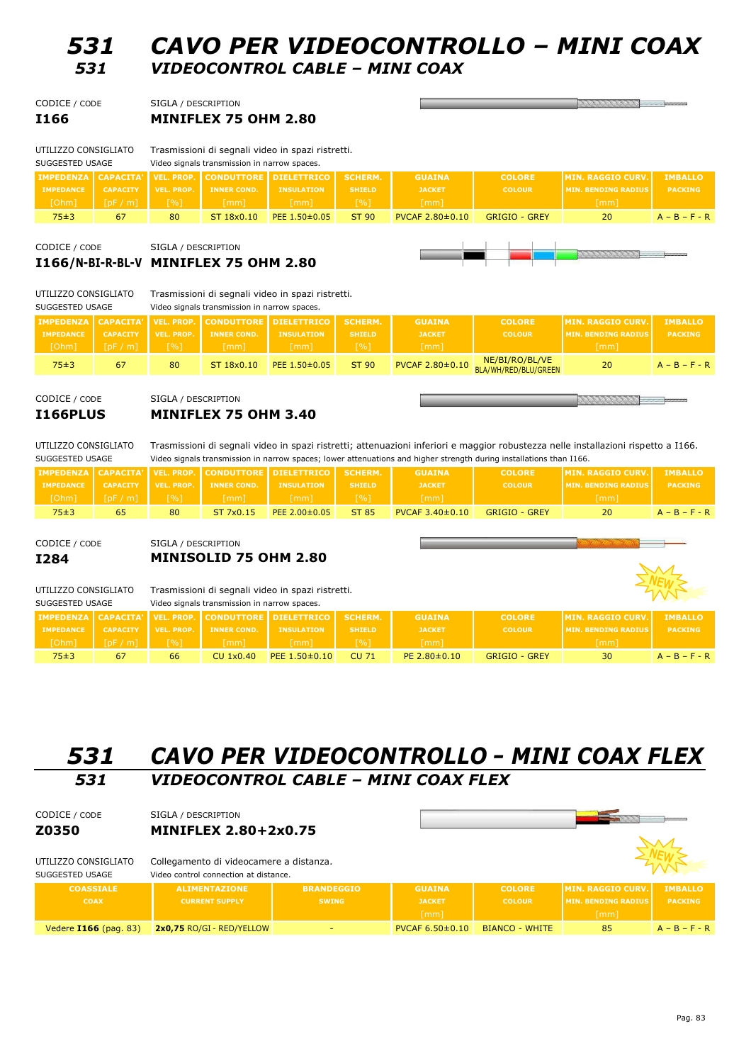# 531 CAVO PER VIDEOCONTROLLO – MINI COAX
## 531 VIDEOCONTROL CABLE – MINI COAX

CODICE / CODE: **I166**
SIGLA / DESCRIPTION: **MINIFLEX 75 OHM 2.80**

UTILIZZO CONSIGLIATO / SUGGESTED USAGE: Trasmissioni di segnali video in spazi ristretti. Video signals transmission in narrow spaces.

| IMPEDENZA IMPEDANCE [Ohm] | CAPACITA' CAPACITY [pF / m] | VEL. PROP. VEL. PROP. [%] | CONDUTTORE INNER COND. [mm] | DIELETTRICO INSULATION [mm] | SCHERM. SHIELD [%] | GUAINA JACKET [mm] | COLORE COLOUR | MIN. RAGGIO CURV. MIN. BENDING RADIUS [mm] | IMBALLO PACKING |
|---|---|---|---|---|---|---|---|---|---|
| 75±3 | 67 | 80 | ST 18x0.10 | PEE 1.50±0.05 | ST 90 | PVCAF 2.80±0.10 | GRIGIO - GREY | 20 | A – B – F - R |

CODICE / CODE: **I166/N-BI-R-BL-V**
SIGLA / DESCRIPTION: **MINIFLEX 75 OHM 2.80**

UTILIZZO CONSIGLIATO / SUGGESTED USAGE: Trasmissioni di segnali video in spazi ristretti. Video signals transmission in narrow spaces.

| IMPEDENZA IMPEDANCE [Ohm] | CAPACITA' CAPACITY [pF / m] | VEL. PROP. VEL. PROP. [%] | CONDUTTORE INNER COND. [mm] | DIELETTRICO INSULATION [mm] | SCHERM. SHIELD [%] | GUAINA JACKET [mm] | COLORE COLOUR | MIN. RAGGIO CURV. MIN. BENDING RADIUS [mm] | IMBALLO PACKING |
|---|---|---|---|---|---|---|---|---|---|
| 75±3 | 67 | 80 | ST 18x0.10 | PEE 1.50±0.05 | ST 90 | PVCAF 2.80±0.10 | NE/BI/RO/BL/VE BLA/WH/RED/BLU/GREEN | 20 | A – B – F - R |

CODICE / CODE: **I166PLUS**
SIGLA / DESCRIPTION: **MINIFLEX 75 OHM 3.40**

UTILIZZO CONSIGLIATO / SUGGESTED USAGE: Trasmissioni di segnali video in spazi ristretti; attenuazioni inferiori e maggior robustezza nelle installazioni rispetto a I166. Video signals transmission in narrow spaces; lower attenuations and higher strength during installations than I166.

| IMPEDENZA IMPEDANCE [Ohm] | CAPACITA' CAPACITY [pF / m] | VEL. PROP. VEL. PROP. [%] | CONDUTTORE INNER COND. [mm] | DIELETTRICO INSULATION [mm] | SCHERM. SHIELD [%] | GUAINA JACKET [mm] | COLORE COLOUR | MIN. RAGGIO CURV. MIN. BENDING RADIUS [mm] | IMBALLO PACKING |
|---|---|---|---|---|---|---|---|---|---|
| 75±3 | 65 | 80 | ST 7x0.15 | PEE 2.00±0.05 | ST 85 | PVCAF 3.40±0.10 | GRIGIO - GREY | 20 | A – B – F - R |

CODICE / CODE: **I284**
SIGLA / DESCRIPTION: **MINISOLID 75 OHM 2.80**

NEW

UTILIZZO CONSIGLIATO / SUGGESTED USAGE: Trasmissioni di segnali video in spazi ristretti. Video signals transmission in narrow spaces.

| IMPEDENZA IMPEDANCE [Ohm] | CAPACITA' CAPACITY [pF / m] | VEL. PROP. VEL. PROP. [%] | CONDUTTORE INNER COND. [mm] | DIELETTRICO INSULATION [mm] | SCHERM. SHIELD [%] | GUAINA JACKET [mm] | COLORE COLOUR | MIN. RAGGIO CURV. MIN. BENDING RADIUS [mm] | IMBALLO PACKING |
|---|---|---|---|---|---|---|---|---|---|
| 75±3 | 67 | 66 | CU 1x0.40 | PEE 1.50±0.10 | CU 71 | PE 2.80±0.10 | GRIGIO - GREY | 30 | A – B – F - R |

# 531 CAVO PER VIDEOCONTROLLO - MINI COAX FLEX
## 531 VIDEOCONTROL CABLE – MINI COAX FLEX

CODICE / CODE: **Z0350**
SIGLA / DESCRIPTION: **MINIFLEX 2.80+2x0.75**

NEW

UTILIZZO CONSIGLIATO / SUGGESTED USAGE: Collegamento di videocamere a distanza. Video control connection at distance.

| COASSIALE COAX | ALIMENTAZIONE CURRENT SUPPLY | BRANDEGGIO SWING | GUAINA JACKET [mm] | COLORE COLOUR | MIN. RAGGIO CURV. MIN. BENDING RADIUS [mm] | IMBALLO PACKING |
|---|---|---|---|---|---|---|
| Vedere **I166** (pag. 83) | **2x0,75** RO/GI - RED/YELLOW | - | PVCAF 6.50±0.10 | BIANCO - WHITE | 85 | A – B – F - R |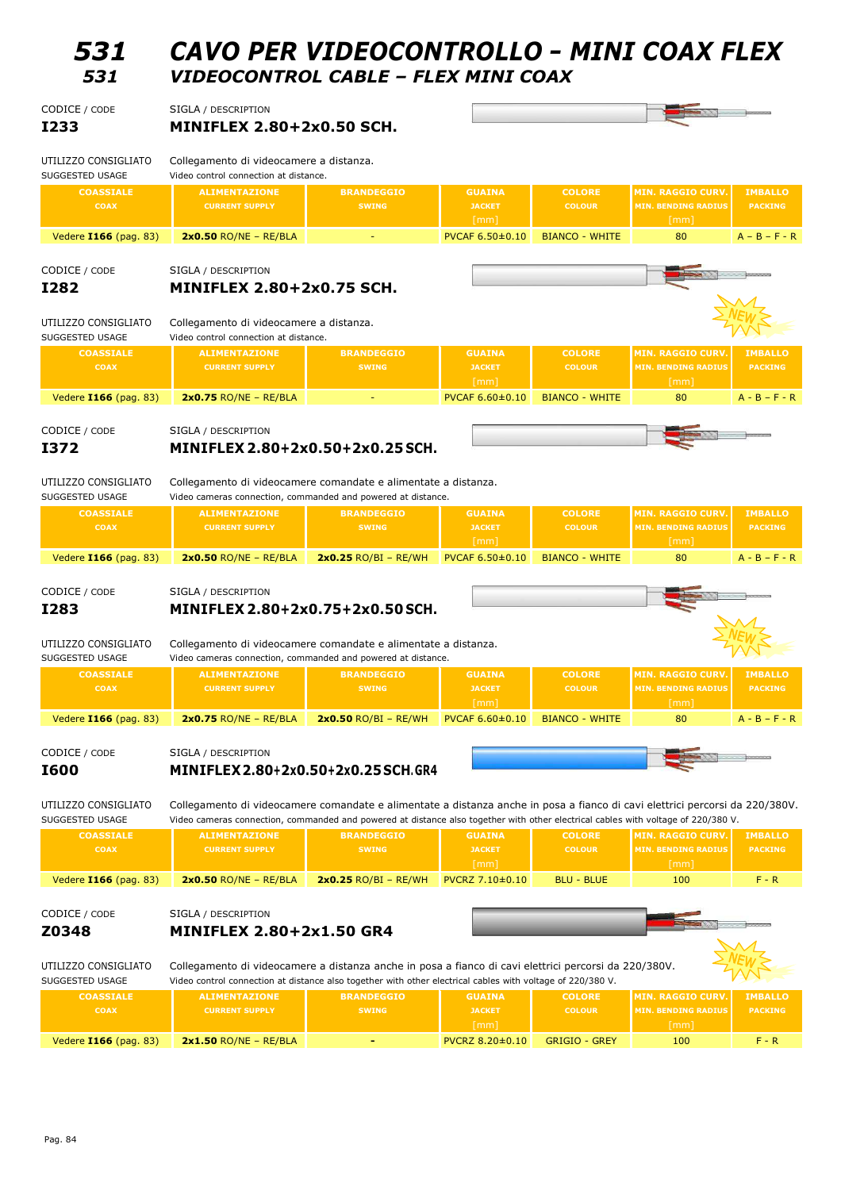# 531 CAVO PER VIDEOCONTROLLO – MINI COAX FLEX
## 531 VIDEOCONTROL CABLE – FLEX MINI COAX

CODICE / CODE: **I233**
SIGLA / DESCRIPTION: **MINIFLEX 2.80+2x0.50 SCH.**

UTILIZZO CONSIGLIATO / SUGGESTED USAGE: Collegamento di videocamere a distanza.
Video control connection at distance.

| COASSIALE COAX | ALIMENTAZIONE CURRENT SUPPLY | BRANDEGGIO SWING | GUAINA JACKET [mm] | COLORE COLOUR | MIN. RAGGIO CURV. MIN. BENDING RADIUS [mm] | IMBALLO PACKING |
|---|---|---|---|---|---|---|
| Vedere **I166** (pag. 83) | **2x0.50** RO/NE – RE/BLA | - | PVCAF 6.50±0.10 | BIANCO - WHITE | 80 | A – B – F - R |

CODICE / CODE: **I282**
SIGLA / DESCRIPTION: **MINIFLEX 2.80+2x0.75 SCH.**

NEW

UTILIZZO CONSIGLIATO / SUGGESTED USAGE: Collegamento di videocamere a distanza.
Video control connection at distance.

| COASSIALE COAX | ALIMENTAZIONE CURRENT SUPPLY | BRANDEGGIO SWING | GUAINA JACKET [mm] | COLORE COLOUR | MIN. RAGGIO CURV. MIN. BENDING RADIUS [mm] | IMBALLO PACKING |
|---|---|---|---|---|---|---|
| Vedere **I166** (pag. 83) | **2x0.75** RO/NE – RE/BLA | - | PVCAF 6.60±0.10 | BIANCO - WHITE | 80 | A - B – F - R |

CODICE / CODE: **I372**
SIGLA / DESCRIPTION: **MINIFLEX 2.80+2x0.50+2x0.25 SCH.**

UTILIZZO CONSIGLIATO / SUGGESTED USAGE: Collegamento di videocamere comandate e alimentate a distanza.
Video cameras connection, commanded and powered at distance.

| COASSIALE COAX | ALIMENTAZIONE CURRENT SUPPLY | BRANDEGGIO SWING | GUAINA JACKET [mm] | COLORE COLOUR | MIN. RAGGIO CURV. MIN. BENDING RADIUS [mm] | IMBALLO PACKING |
|---|---|---|---|---|---|---|
| Vedere **I166** (pag. 83) | **2x0.50** RO/NE – RE/BLA | **2x0.25** RO/BI – RE/WH | PVCAF 6.50±0.10 | BIANCO - WHITE | 80 | A - B – F - R |

CODICE / CODE: **I283**
SIGLA / DESCRIPTION: **MINIFLEX 2.80+2x0.75+2x0.50 SCH.**

NEW

UTILIZZO CONSIGLIATO / SUGGESTED USAGE: Collegamento di videocamere comandate e alimentate a distanza.
Video cameras connection, commanded and powered at distance.

| COASSIALE COAX | ALIMENTAZIONE CURRENT SUPPLY | BRANDEGGIO SWING | GUAINA JACKET [mm] | COLORE COLOUR | MIN. RAGGIO CURV. MIN. BENDING RADIUS [mm] | IMBALLO PACKING |
|---|---|---|---|---|---|---|
| Vedere **I166** (pag. 83) | **2x0.75** RO/NE – RE/BLA | **2x0.50** RO/BI – RE/WH | PVCAF 6.60±0.10 | BIANCO - WHITE | 80 | A - B – F - R |

CODICE / CODE: **I600**
SIGLA / DESCRIPTION: **MINIFLEX 2.80+2x0.50+2x0.25 SCH. GR4**

UTILIZZO CONSIGLIATO / SUGGESTED USAGE: Collegamento di videocamere comandate e alimentate a distanza anche in posa a fianco di cavi elettrici percorsi da 220/380V.
Video cameras connection, commanded and powered at distance also together with other electrical cables with voltage of 220/380 V.

| COASSIALE COAX | ALIMENTAZIONE CURRENT SUPPLY | BRANDEGGIO SWING | GUAINA JACKET [mm] | COLORE COLOUR | MIN. RAGGIO CURV. MIN. BENDING RADIUS [mm] | IMBALLO PACKING |
|---|---|---|---|---|---|---|
| Vedere **I166** (pag. 83) | **2x0.50** RO/NE – RE/BLA | **2x0.25** RO/BI – RE/WH | PVCRZ 7.10±0.10 | BLU - BLUE | 100 | F - R |

CODICE / CODE: **Z0348**
SIGLA / DESCRIPTION: **MINIFLEX 2.80+2x1.50 GR4**

NEW

UTILIZZO CONSIGLIATO / SUGGESTED USAGE: Collegamento di videocamere a distanza anche in posa a fianco di cavi elettrici percorsi da 220/380V.
Video control connection at distance also together with other electrical cables with voltage of 220/380 V.

| COASSIALE COAX | ALIMENTAZIONE CURRENT SUPPLY | BRANDEGGIO SWING | GUAINA JACKET [mm] | COLORE COLOUR | MIN. RAGGIO CURV. MIN. BENDING RADIUS [mm] | IMBALLO PACKING |
|---|---|---|---|---|---|---|
| Vedere **I166** (pag. 83) | **2x1.50** RO/NE – RE/BLA | - | PVCRZ 8.20±0.10 | GRIGIO - GREY | 100 | F - R |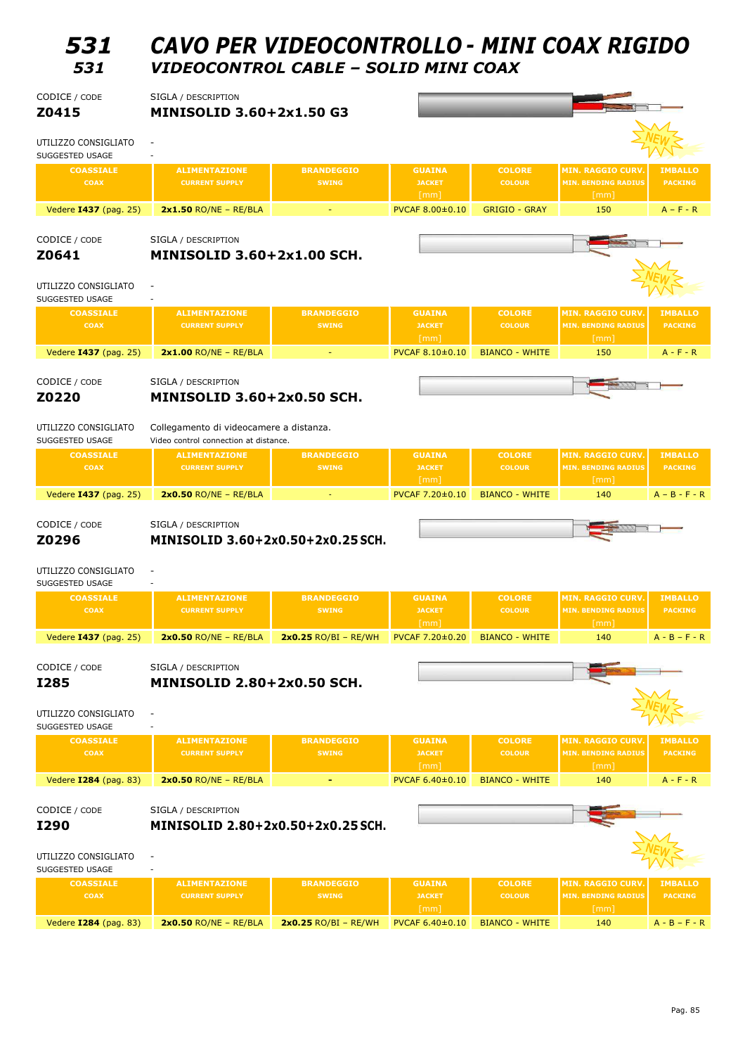# 531 CAVO PER VIDEOCONTROLLO - MINI COAX RIGIDO
## 531 VIDEOCONTROL CABLE – SOLID MINI COAX

CODICE / CODE **Z0415**

SIGLA / DESCRIPTION **MINISOLID 3.60+2x1.50 G3**

NEW

UTILIZZO CONSIGLIATO / SUGGESTED USAGE: -

| COASSIALE COAX | ALIMENTAZIONE CURRENT SUPPLY | BRANDEGGIO SWING | GUAINA JACKET [mm] | COLORE COLOUR | MIN. RAGGIO CURV. MIN. BENDING RADIUS [mm] | IMBALLO PACKING |
|---|---|---|---|---|---|---|
| Vedere **I437** (pag. 25) | **2x1.50** RO/NE – RE/BLA | - | PVCAF 8.00±0.10 | GRIGIO - GRAY | 150 | A - F - R |

CODICE / CODE **Z0641**

SIGLA / DESCRIPTION **MINISOLID 3.60+2x1.00 SCH.**

NEW

UTILIZZO CONSIGLIATO / SUGGESTED USAGE: -

| COASSIALE COAX | ALIMENTAZIONE CURRENT SUPPLY | BRANDEGGIO SWING | GUAINA JACKET [mm] | COLORE COLOUR | MIN. RAGGIO CURV. MIN. BENDING RADIUS [mm] | IMBALLO PACKING |
|---|---|---|---|---|---|---|
| Vedere **I437** (pag. 25) | **2x1.00** RO/NE – RE/BLA | - | PVCAF 8.10±0.10 | BIANCO - WHITE | 150 | A - F - R |

CODICE / CODE **Z0220**

SIGLA / DESCRIPTION **MINISOLID 3.60+2x0.50 SCH.**

UTILIZZO CONSIGLIATO / SUGGESTED USAGE: Collegamento di videocamere a distanza. / Video control connection at distance.

| COASSIALE COAX | ALIMENTAZIONE CURRENT SUPPLY | BRANDEGGIO SWING | GUAINA JACKET [mm] | COLORE COLOUR | MIN. RAGGIO CURV. MIN. BENDING RADIUS [mm] | IMBALLO PACKING |
|---|---|---|---|---|---|---|
| Vedere **I437** (pag. 25) | **2x0.50** RO/NE – RE/BLA | - | PVCAF 7.20±0.10 | BIANCO - WHITE | 140 | A – B - F - R |

CODICE / CODE **Z0296**

SIGLA / DESCRIPTION **MINISOLID 3.60+2x0.50+2x0.25 SCH.**

UTILIZZO CONSIGLIATO / SUGGESTED USAGE: -

| COASSIALE COAX | ALIMENTAZIONE CURRENT SUPPLY | BRANDEGGIO SWING | GUAINA JACKET [mm] | COLORE COLOUR | MIN. RAGGIO CURV. MIN. BENDING RADIUS [mm] | IMBALLO PACKING |
|---|---|---|---|---|---|---|
| Vedere **I437** (pag. 25) | **2x0.50** RO/NE – RE/BLA | **2x0.25** RO/BI – RE/WH | PVCAF 7.20±0.20 | BIANCO - WHITE | 140 | A - B - F - R |

CODICE / CODE **I285**

SIGLA / DESCRIPTION **MINISOLID 2.80+2x0.50 SCH.**

NEW

UTILIZZO CONSIGLIATO / SUGGESTED USAGE: -

| COASSIALE COAX | ALIMENTAZIONE CURRENT SUPPLY | BRANDEGGIO SWING | GUAINA JACKET [mm] | COLORE COLOUR | MIN. RAGGIO CURV. MIN. BENDING RADIUS [mm] | IMBALLO PACKING |
|---|---|---|---|---|---|---|
| Vedere **I284** (pag. 83) | **2x0.50** RO/NE – RE/BLA | **-** | PVCAF 6.40±0.10 | BIANCO - WHITE | 140 | A - F - R |

CODICE / CODE **I290**

SIGLA / DESCRIPTION **MINISOLID 2.80+2x0.50+2x0.25 SCH.**

NEW

UTILIZZO CONSIGLIATO / SUGGESTED USAGE: -

| COASSIALE COAX | ALIMENTAZIONE CURRENT SUPPLY | BRANDEGGIO SWING | GUAINA JACKET [mm] | COLORE COLOUR | MIN. RAGGIO CURV. MIN. BENDING RADIUS [mm] | IMBALLO PACKING |
|---|---|---|---|---|---|---|
| Vedere **I284** (pag. 83) | **2x0.50** RO/NE – RE/BLA | **2x0.25** RO/BI – RE/WH | PVCAF 6.40±0.10 | BIANCO - WHITE | 140 | A - B – F - R |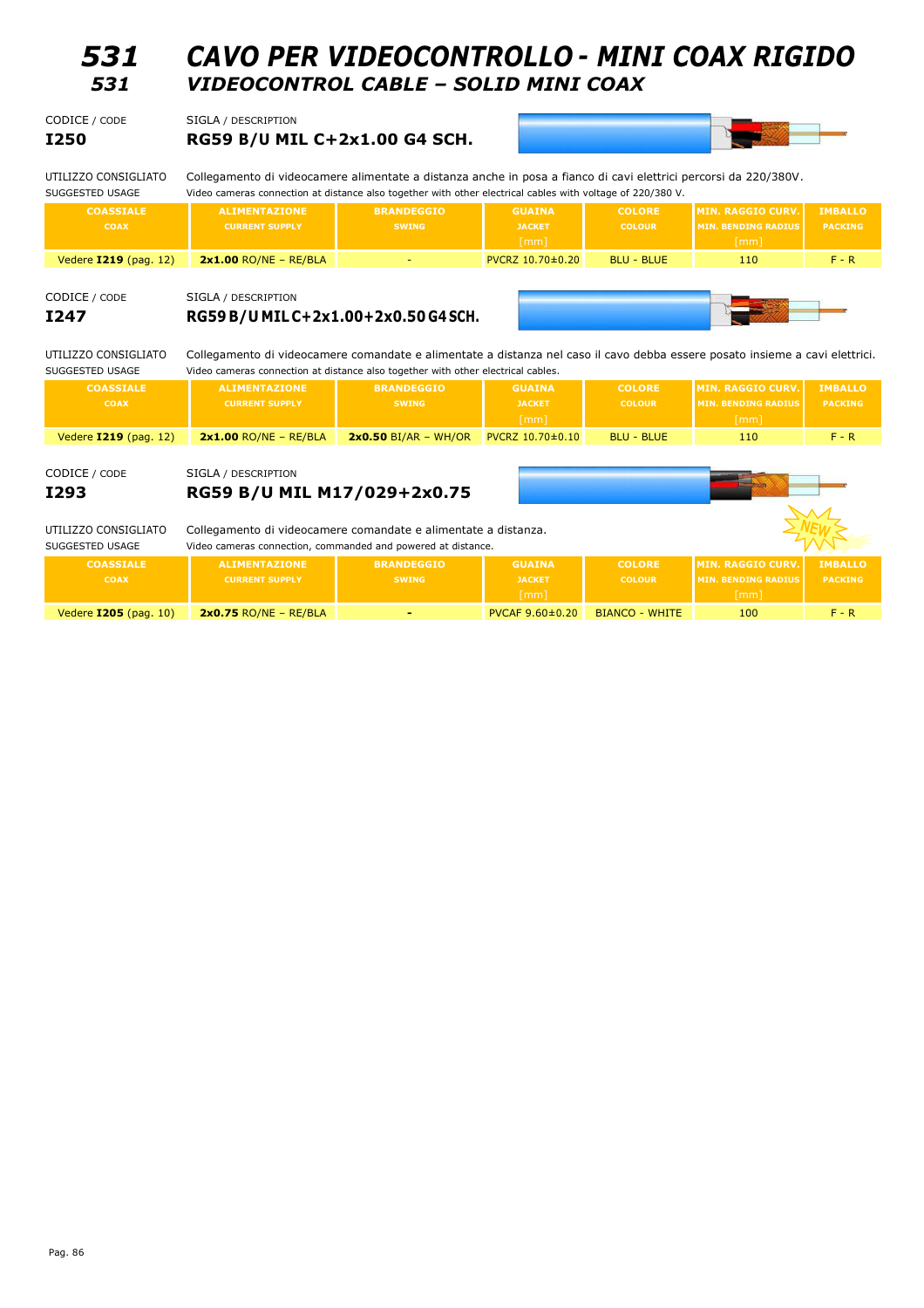# 531 CAVO PER VIDEOCONTROLLO - MINI COAX RIGIDO
## 531 VIDEOCONTROL CABLE – SOLID MINI COAX

CODICE / CODE **I250**

SIGLA / DESCRIPTION **RG59 B/U MIL C+2x1.00 G4 SCH.**

UTILIZZO CONSIGLIATO / SUGGESTED USAGE
Collegamento di videocamere alimentate a distanza anche in posa a fianco di cavi elettrici percorsi da 220/380V.
Video cameras connection at distance also together with other electrical cables with voltage of 220/380 V.

| COASSIALE COAX | ALIMENTAZIONE CURRENT SUPPLY | BRANDEGGIO SWING | GUAINA JACKET [mm] | COLORE COLOUR | MIN. RAGGIO CURV. MIN. BENDING RADIUS [mm] | IMBALLO PACKING |
|---|---|---|---|---|---|---|
| Vedere **I219** (pag. 12) | **2x1.00** RO/NE – RE/BLA | - | PVCRZ 10.70±0.20 | BLU - BLUE | 110 | F - R |

CODICE / CODE **I247**

SIGLA / DESCRIPTION **RG59 B/U MIL C+2x1.00+2x0.50 G4 SCH.**

UTILIZZO CONSIGLIATO / SUGGESTED USAGE
Collegamento di videocamere comandate e alimentate a distanza nel caso il cavo debba essere posato insieme a cavi elettrici.
Video cameras connection at distance also together with other electrical cables.

| COASSIALE COAX | ALIMENTAZIONE CURRENT SUPPLY | BRANDEGGIO SWING | GUAINA JACKET [mm] | COLORE COLOUR | MIN. RAGGIO CURV. MIN. BENDING RADIUS [mm] | IMBALLO PACKING |
|---|---|---|---|---|---|---|
| Vedere **I219** (pag. 12) | **2x1.00** RO/NE – RE/BLA | **2x0.50** BI/AR – WH/OR | PVCRZ 10.70±0.10 | BLU - BLUE | 110 | F - R |

CODICE / CODE **I293**

SIGLA / DESCRIPTION **RG59 B/U MIL M17/029+2x0.75**

NEW

UTILIZZO CONSIGLIATO / SUGGESTED USAGE
Collegamento di videocamere comandate e alimentate a distanza.
Video cameras connection, commanded and powered at distance.

| COASSIALE COAX | ALIMENTAZIONE CURRENT SUPPLY | BRANDEGGIO SWING | GUAINA JACKET [mm] | COLORE COLOUR | MIN. RAGGIO CURV. MIN. BENDING RADIUS [mm] | IMBALLO PACKING |
|---|---|---|---|---|---|---|
| Vedere **I205** (pag. 10) | **2x0.75** RO/NE – RE/BLA | - | PVCAF 9.60±0.20 | BIANCO - WHITE | 100 | F - R |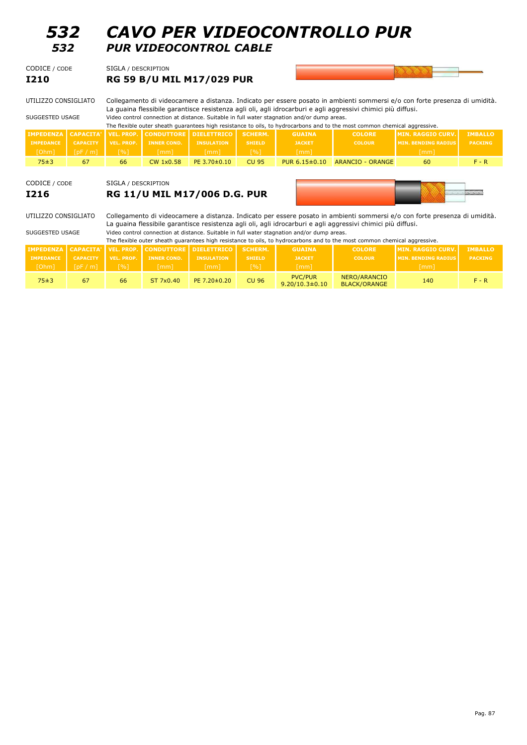# 532 CAVO PER VIDEOCONTROLLO PUR
## 532 PUR VIDEOCONTROL CABLE

CODICE / CODE
**I210**

SIGLA / DESCRIPTION
**RG 59 B/U MIL M17/029 PUR**

UTILIZZO CONSIGLIATO

Collegamento di videocamere a distanza. Indicato per essere posato in ambienti sommersi e/o con forte presenza di umidità. La guaina flessibile garantisce resistenza agli oli, agli idrocarburi e agli aggressivi chimici più diffusi.

SUGGESTED USAGE

Video control connection at distance. Suitable in full water stagnation and/or dump areas. The flexible outer sheath guarantees high resistance to oils, to hydrocarbons and to the most common chemical aggressive.

| IMPEDENZA IMPEDANCE [Ohm] | CAPACITA' CAPACITY [pF / m] | VEL. PROP. VEL. PROP. [%] | CONDUTTORE INNER COND. [mm] | DIELETTRICO INSULATION [mm] | SCHERM. SHIELD [%] | GUAINA JACKET [mm] | COLORE COLOUR | MIN. RAGGIO CURV. MIN. BENDING RADIUS [mm] | IMBALLO PACKING |
|---|---|---|---|---|---|---|---|---|---|
| 75±3 | 67 | 66 | CW 1x0.58 | PE 3.70±0.10 | CU 95 | PUR 6.15±0.10 | ARANCIO - ORANGE | 60 | F - R |

CODICE / CODE
**I216**

SIGLA / DESCRIPTION
**RG 11/U MIL M17/006 D.G. PUR**

UTILIZZO CONSIGLIATO

Collegamento di videocamere a distanza. Indicato per essere posato in ambienti sommersi e/o con forte presenza di umidità. La guaina flessibile garantisce resistenza agli oli, agli idrocarburi e agli aggressivi chimici più diffusi.

SUGGESTED USAGE

Video control connection at distance. Suitable in full water stagnation and/or dump areas. The flexible outer sheath guarantees high resistance to oils, to hydrocarbons and to the most common chemical aggressive.

| IMPEDENZA IMPEDANCE [Ohm] | CAPACITA' CAPACITY [pF / m] | VEL. PROP. VEL. PROP. [%] | CONDUTTORE INNER COND. [mm] | DIELETTRICO INSULATION [mm] | SCHERM. SHIELD [%] | GUAINA JACKET [mm] | COLORE COLOUR | MIN. RAGGIO CURV. MIN. BENDING RADIUS [mm] | IMBALLO PACKING |
|---|---|---|---|---|---|---|---|---|---|
| 75±3 | 67 | 66 | ST 7x0.40 | PE 7.20±0.20 | CU 96 | PVC/PUR 9.20/10.3±0.10 | NERO/ARANCIO BLACK/ORANGE | 140 | F - R |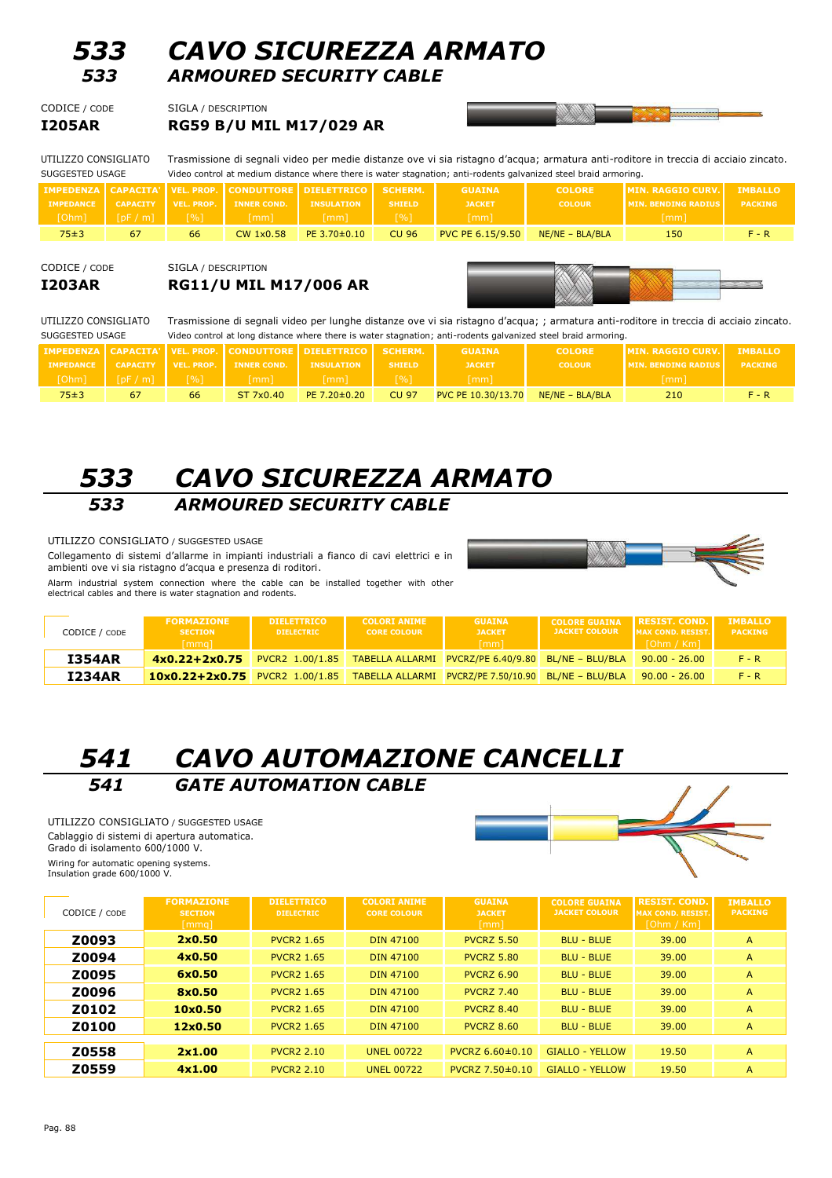# 533 CAVO SICUREZZA ARMATO
## 533 ARMOURED SECURITY CABLE

CODICE / CODE **I205AR**

SIGLA / DESCRIPTION **RG59 B/U MIL M17/029 AR**

UTILIZZO CONSIGLIATO / SUGGESTED USAGE

Trasmissione di segnali video per medie distanze ove vi sia ristagno d'acqua; armatura anti-roditore in treccia di acciaio zincato.
Video control at medium distance where there is water stagnation; anti-rodents galvanized steel braid armoring.

| IMPEDENZA IMPEDANCE [Ohm] | CAPACITA' CAPACITY [pF / m] | VEL. PROP. VEL. PROP. [%] | CONDUTTORE INNER COND. [mm] | DIELETTRICO INSULATION [mm] | SCHERM. SHIELD [%] | GUAINA JACKET [mm] | COLORE COLOUR | MIN. RAGGIO CURV. MIN. BENDING RADIUS [mm] | IMBALLO PACKING |
|---|---|---|---|---|---|---|---|---|---|
| 75±3 | 67 | 66 | CW 1x0.58 | PE 3.70±0.10 | CU 96 | PVC PE 6.15/9.50 | NE/NE – BLA/BLA | 150 | F - R |

CODICE / CODE **I203AR**

SIGLA / DESCRIPTION **RG11/U MIL M17/006 AR**

UTILIZZO CONSIGLIATO / SUGGESTED USAGE

Trasmissione di segnali video per lunghe distanze ove vi sia ristagno d'acqua; ; armatura anti-roditore in treccia di acciaio zincato.
Video control at long distance where there is water stagnation; anti-rodents galvanized steel braid armoring.

| IMPEDENZA IMPEDANCE [Ohm] | CAPACITA' CAPACITY [pF / m] | VEL. PROP. VEL. PROP. [%] | CONDUTTORE INNER COND. [mm] | DIELETTRICO INSULATION [mm] | SCHERM. SHIELD [%] | GUAINA JACKET [mm] | COLORE COLOUR | MIN. RAGGIO CURV. MIN. BENDING RADIUS [mm] | IMBALLO PACKING |
|---|---|---|---|---|---|---|---|---|---|
| 75±3 | 67 | 66 | ST 7x0.40 | PE 7.20±0.20 | CU 97 | PVC PE 10.30/13.70 | NE/NE – BLA/BLA | 210 | F - R |

# 533 CAVO SICUREZZA ARMATO
## 533 ARMOURED SECURITY CABLE

UTILIZZO CONSIGLIATO / SUGGESTED USAGE

Collegamento di sistemi d'allarme in impianti industriali a fianco di cavi elettrici e in ambienti ove vi sia ristagno d'acqua e presenza di roditori.

Alarm industrial system connection where the cable can be installed together with other electrical cables and there is water stagnation and rodents.

| CODICE / CODE | FORMAZIONE SECTION [mmq] | DIELETTRICO DIELECTRIC | COLORI ANIME CORE COLOUR | GUAINA JACKET [mm] | COLORE GUAINA JACKET COLOUR | RESIST. COND. MAX COND. RESIST. [Ohm / Km] | IMBALLO PACKING |
|---|---|---|---|---|---|---|---|
| **I354AR** | **4x0.22+2x0.75** | PVCR2 1.00/1.85 | TABELLA ALLARMI | PVCRZ/PE 6.40/9.80 | BL/NE – BLU/BLA | 90.00 - 26.00 | F - R |
| **I234AR** | **10x0.22+2x0.75** | PVCR2 1.00/1.85 | TABELLA ALLARMI | PVCRZ/PE 7.50/10.90 | BL/NE – BLU/BLA | 90.00 - 26.00 | F - R |

# 541 CAVO AUTOMAZIONE CANCELLI
## 541 GATE AUTOMATION CABLE

UTILIZZO CONSIGLIATO / SUGGESTED USAGE

Cablaggio di sistemi di apertura automatica.
Grado di isolamento 600/1000 V.

Wiring for automatic opening systems.
Insulation grade 600/1000 V.

| CODICE / CODE | FORMAZIONE SECTION [mmq] | DIELETTRICO DIELECTRIC | COLORI ANIME CORE COLOUR | GUAINA JACKET [mm] | COLORE GUAINA JACKET COLOUR | RESIST. COND. MAX COND. RESIST. [Ohm / Km] | IMBALLO PACKING |
|---|---|---|---|---|---|---|---|
| **Z0093** | **2x0.50** | PVCR2 1.65 | DIN 47100 | PVCRZ 5.50 | BLU - BLUE | 39.00 | A |
| **Z0094** | **4x0.50** | PVCR2 1.65 | DIN 47100 | PVCRZ 5.80 | BLU - BLUE | 39.00 | A |
| **Z0095** | **6x0.50** | PVCR2 1.65 | DIN 47100 | PVCRZ 6.90 | BLU - BLUE | 39.00 | A |
| **Z0096** | **8x0.50** | PVCR2 1.65 | DIN 47100 | PVCRZ 7.40 | BLU - BLUE | 39.00 | A |
| **Z0102** | **10x0.50** | PVCR2 1.65 | DIN 47100 | PVCRZ 8.40 | BLU - BLUE | 39.00 | A |
| **Z0100** | **12x0.50** | PVCR2 1.65 | DIN 47100 | PVCRZ 8.60 | BLU - BLUE | 39.00 | A |
| **Z0558** | **2x1.00** | PVCR2 2.10 | UNEL 00722 | PVCRZ 6.60±0.10 | GIALLO - YELLOW | 19.50 | A |
| **Z0559** | **4x1.00** | PVCR2 2.10 | UNEL 00722 | PVCRZ 7.50±0.10 | GIALLO - YELLOW | 19.50 | A |